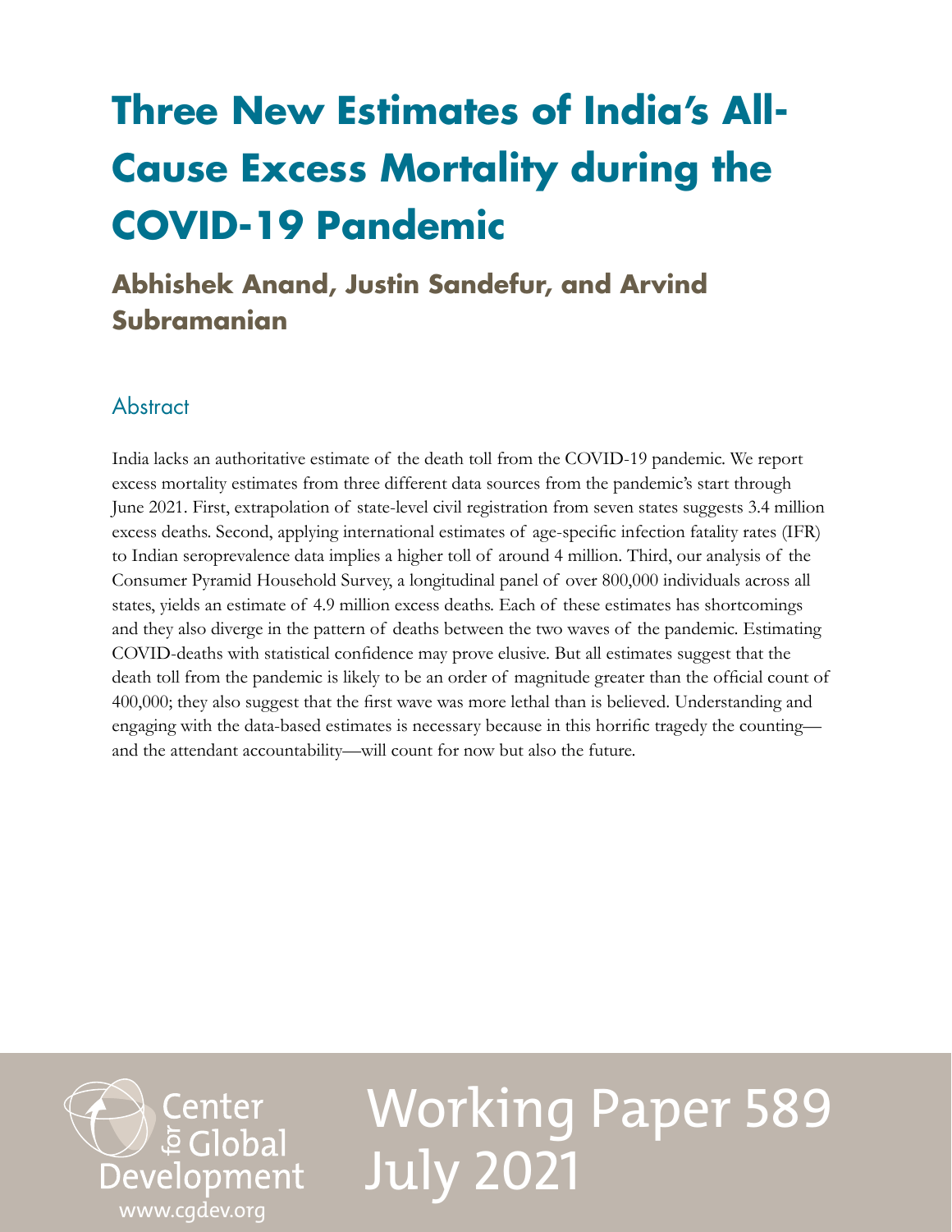# Three New Estimates of India's All-Cause Excess Mortality during the COVID-19 Pandemic

## Abhishek Anand, Justin Sandefur, and Arvind Subramanian

### Abstract

India lacks an authoritative estimate of the death toll from the COVID-19 pandemic. We report excess mortality estimates from three different data sources from the pandemic's start through June 2021. First, extrapolation of state-level civil registration from seven states suggests 3.4 million excess deaths. Second, applying international estimates of age-specific infection fatality rates (IFR) to Indian seroprevalence data implies a higher toll of around 4 million. Third, our analysis of the Consumer Pyramid Household Survey, a longitudinal panel of over 800,000 individuals across all states, yields an estimate of 4.9 million excess deaths. Each of these estimates has shortcomings and they also diverge in the pattern of deaths between the two waves of the pandemic. Estimating COVID-deaths with statistical confidence may prove elusive. But all estimates suggest that the death toll from the pandemic is likely to be an order of magnitude greater than the official count of 400,000; they also suggest that the first wave was more lethal than is believed. Understanding and engaging with the data-based estimates is necessary because in this horrific tragedy the counting—and the attendant accountability—will count for now but also the future.

Center for Global Development
www.cgdev.org

Working Paper 589
July 2021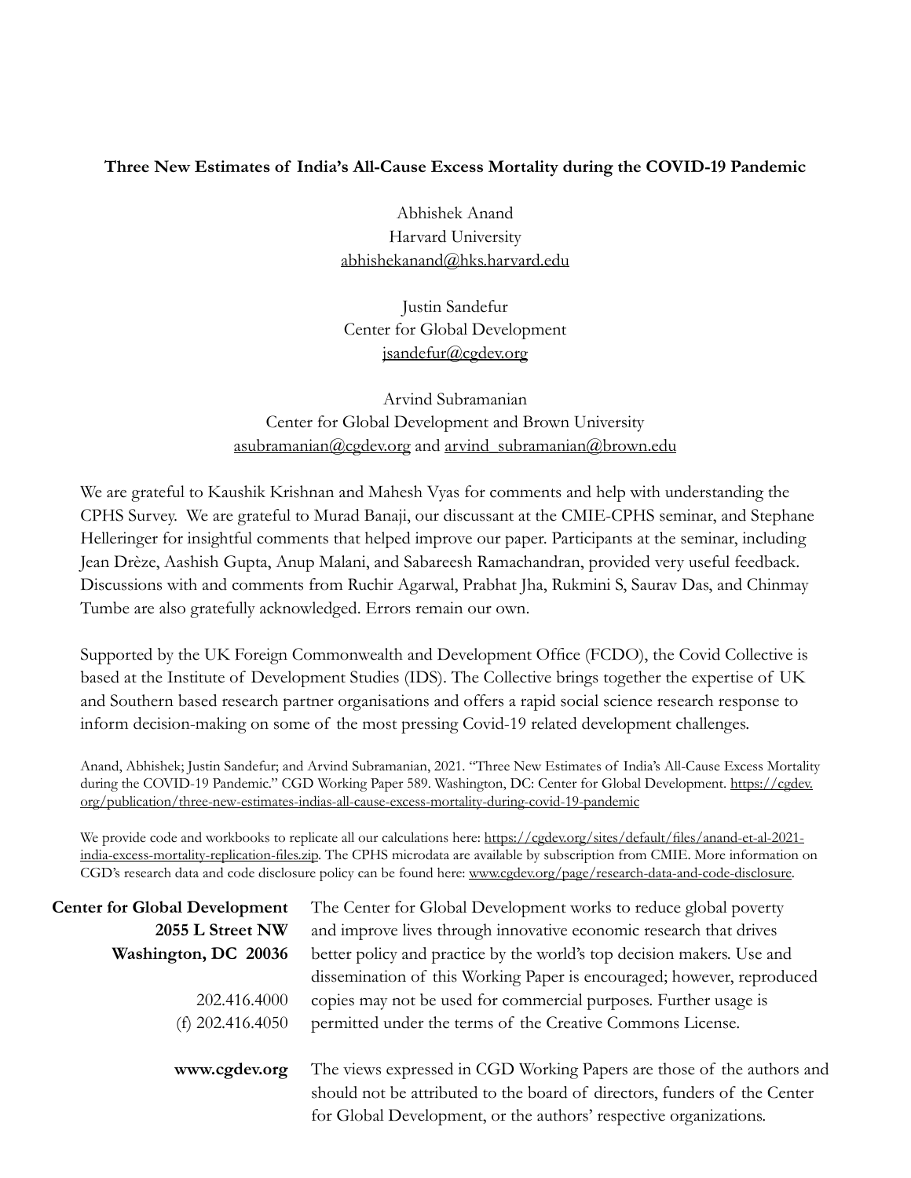**Three New Estimates of India's All-Cause Excess Mortality during the COVID-19 Pandemic**

Abhishek Anand
Harvard University
abhishekanand@hks.harvard.edu

Justin Sandefur
Center for Global Development
jsandefur@cgdev.org

Arvind Subramanian
Center for Global Development and Brown University
asubramanian@cgdev.org and arvind_subramanian@brown.edu

We are grateful to Kaushik Krishnan and Mahesh Vyas for comments and help with understanding the CPHS Survey. We are grateful to Murad Banaji, our discussant at the CMIE-CPHS seminar, and Stephane Helleringer for insightful comments that helped improve our paper. Participants at the seminar, including Jean Drèze, Aashish Gupta, Anup Malani, and Sabareesh Ramachandran, provided very useful feedback. Discussions with and comments from Ruchir Agarwal, Prabhat Jha, Rukmini S, Saurav Das, and Chinmay Tumbe are also gratefully acknowledged. Errors remain our own.

Supported by the UK Foreign Commonwealth and Development Office (FCDO), the Covid Collective is based at the Institute of Development Studies (IDS). The Collective brings together the expertise of UK and Southern based research partner organisations and offers a rapid social science research response to inform decision-making on some of the most pressing Covid-19 related development challenges.

Anand, Abhishek; Justin Sandefur; and Arvind Subramanian, 2021. "Three New Estimates of India's All-Cause Excess Mortality during the COVID-19 Pandemic." CGD Working Paper 589. Washington, DC: Center for Global Development. https://cgdev.org/publication/three-new-estimates-indias-all-cause-excess-mortality-during-covid-19-pandemic

We provide code and workbooks to replicate all our calculations here: https://cgdev.org/sites/default/files/anand-et-al-2021-india-excess-mortality-replication-files.zip. The CPHS microdata are available by subscription from CMIE. More information on CGD's research data and code disclosure policy can be found here: www.cgdev.org/page/research-data-and-code-disclosure.

**Center for Global Development**
**2055 L Street NW**
**Washington, DC 20036**

202.416.4000
(f) 202.416.4050

**www.cgdev.org**

The Center for Global Development works to reduce global poverty and improve lives through innovative economic research that drives better policy and practice by the world's top decision makers. Use and dissemination of this Working Paper is encouraged; however, reproduced copies may not be used for commercial purposes. Further usage is permitted under the terms of the Creative Commons License.

The views expressed in CGD Working Papers are those of the authors and should not be attributed to the board of directors, funders of the Center for Global Development, or the authors' respective organizations.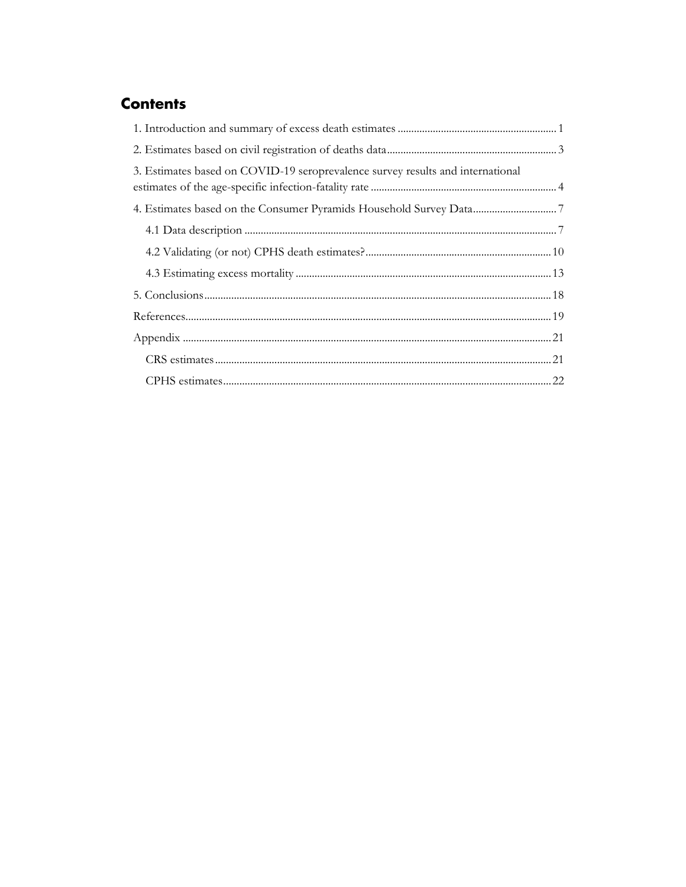## Contents

1. Introduction and summary of excess death estimates .......... 1
2. Estimates based on civil registration of deaths data .......... 3
3. Estimates based on COVID-19 seroprevalence survey results and international estimates of the age-specific infection-fatality rate .......... 4
4. Estimates based on the Consumer Pyramids Household Survey Data .......... 7
   - 4.1 Data description .......... 7
   - 4.2 Validating (or not) CPHS death estimates? .......... 10
   - 4.3 Estimating excess mortality .......... 13
5. Conclusions .......... 18

References .......... 19

Appendix .......... 21

- CRS estimates .......... 21
- CPHS estimates .......... 22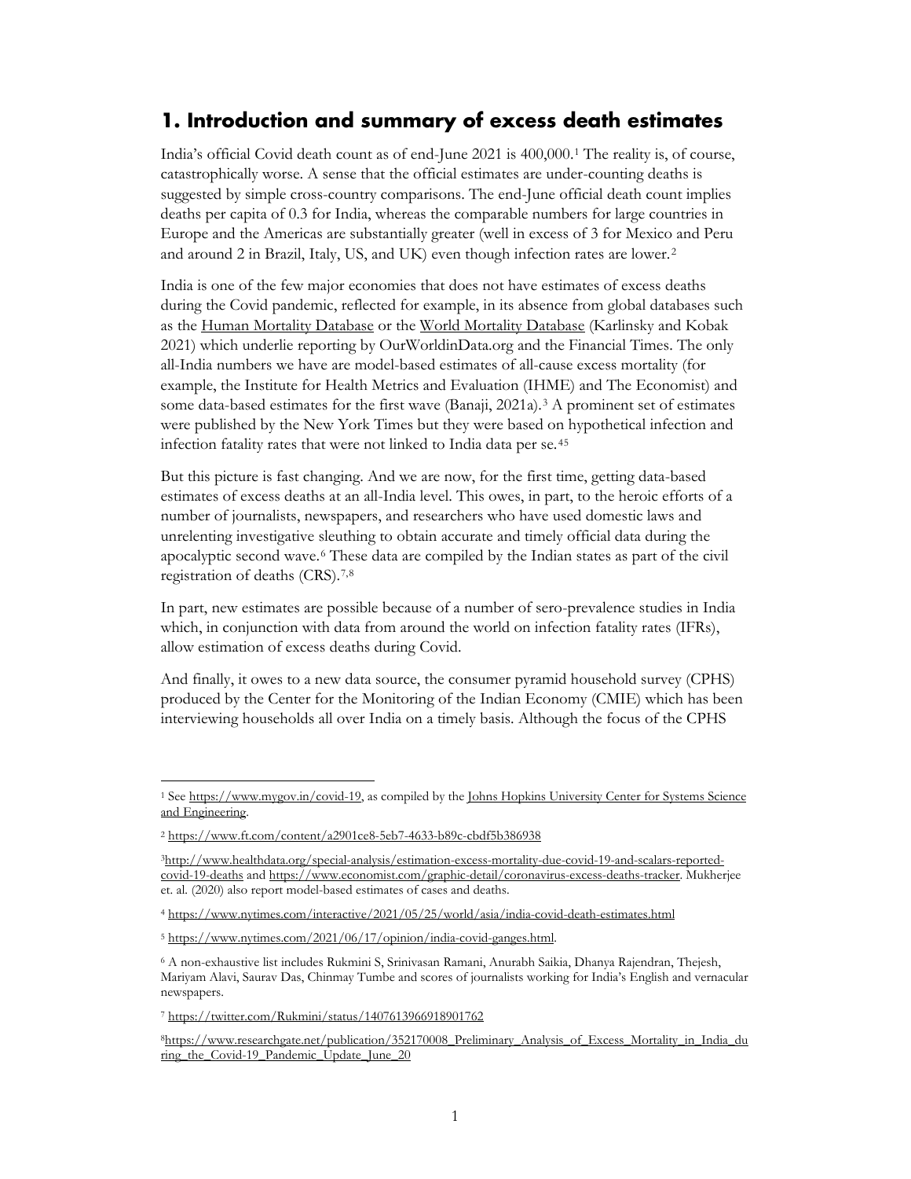## 1. Introduction and summary of excess death estimates

India's official Covid death count as of end-June 2021 is 400,000.[1] The reality is, of course, catastrophically worse. A sense that the official estimates are under-counting deaths is suggested by simple cross-country comparisons. The end-June official death count implies deaths per capita of 0.3 for India, whereas the comparable numbers for large countries in Europe and the Americas are substantially greater (well in excess of 3 for Mexico and Peru and around 2 in Brazil, Italy, US, and UK) even though infection rates are lower.[2]

India is one of the few major economies that does not have estimates of excess deaths during the Covid pandemic, reflected for example, in its absence from global databases such as the Human Mortality Database or the World Mortality Database (Karlinsky and Kobak 2021) which underlie reporting by OurWorldinData.org and the Financial Times. The only all-India numbers we have are model-based estimates of all-cause excess mortality (for example, the Institute for Health Metrics and Evaluation (IHME) and The Economist) and some data-based estimates for the first wave (Banaji, 2021a).[3] A prominent set of estimates were published by the New York Times but they were based on hypothetical infection and infection fatality rates that were not linked to India data per se.[4,5]

But this picture is fast changing. And we are now, for the first time, getting data-based estimates of excess deaths at an all-India level. This owes, in part, to the heroic efforts of a number of journalists, newspapers, and researchers who have used domestic laws and unrelenting investigative sleuthing to obtain accurate and timely official data during the apocalyptic second wave.[6] These data are compiled by the Indian states as part of the civil registration of deaths (CRS).[7,8]

In part, new estimates are possible because of a number of sero-prevalence studies in India which, in conjunction with data from around the world on infection fatality rates (IFRs), allow estimation of excess deaths during Covid.

And finally, it owes to a new data source, the consumer pyramid household survey (CPHS) produced by the Center for the Monitoring of the Indian Economy (CMIE) which has been interviewing households all over India on a timely basis. Although the focus of the CPHS

---

[1] See https://www.mygov.in/covid-19, as compiled by the Johns Hopkins University Center for Systems Science and Engineering.

[2] https://www.ft.com/content/a2901ce8-5eb7-4633-b89c-cbdf5b386938

[3] http://www.healthdata.org/special-analysis/estimation-excess-mortality-due-covid-19-and-scalars-reported-covid-19-deaths and https://www.economist.com/graphic-detail/coronavirus-excess-deaths-tracker. Mukherjee et. al. (2020) also report model-based estimates of cases and deaths.

[4] https://www.nytimes.com/interactive/2021/05/25/world/asia/india-covid-death-estimates.html

[5] https://www.nytimes.com/2021/06/17/opinion/india-covid-ganges.html.

[6] A non-exhaustive list includes Rukmini S, Srinivasan Ramani, Anurabh Saikia, Dhanya Rajendran, Thejesh, Mariyam Alavi, Saurav Das, Chinmay Tumbe and scores of journalists working for India's English and vernacular newspapers.

[7] https://twitter.com/Rukmini/status/1407613966918901762

[8] https://www.researchgate.net/publication/352170008_Preliminary_Analysis_of_Excess_Mortality_in_India_during_the_Covid-19_Pandemic_Update_June_20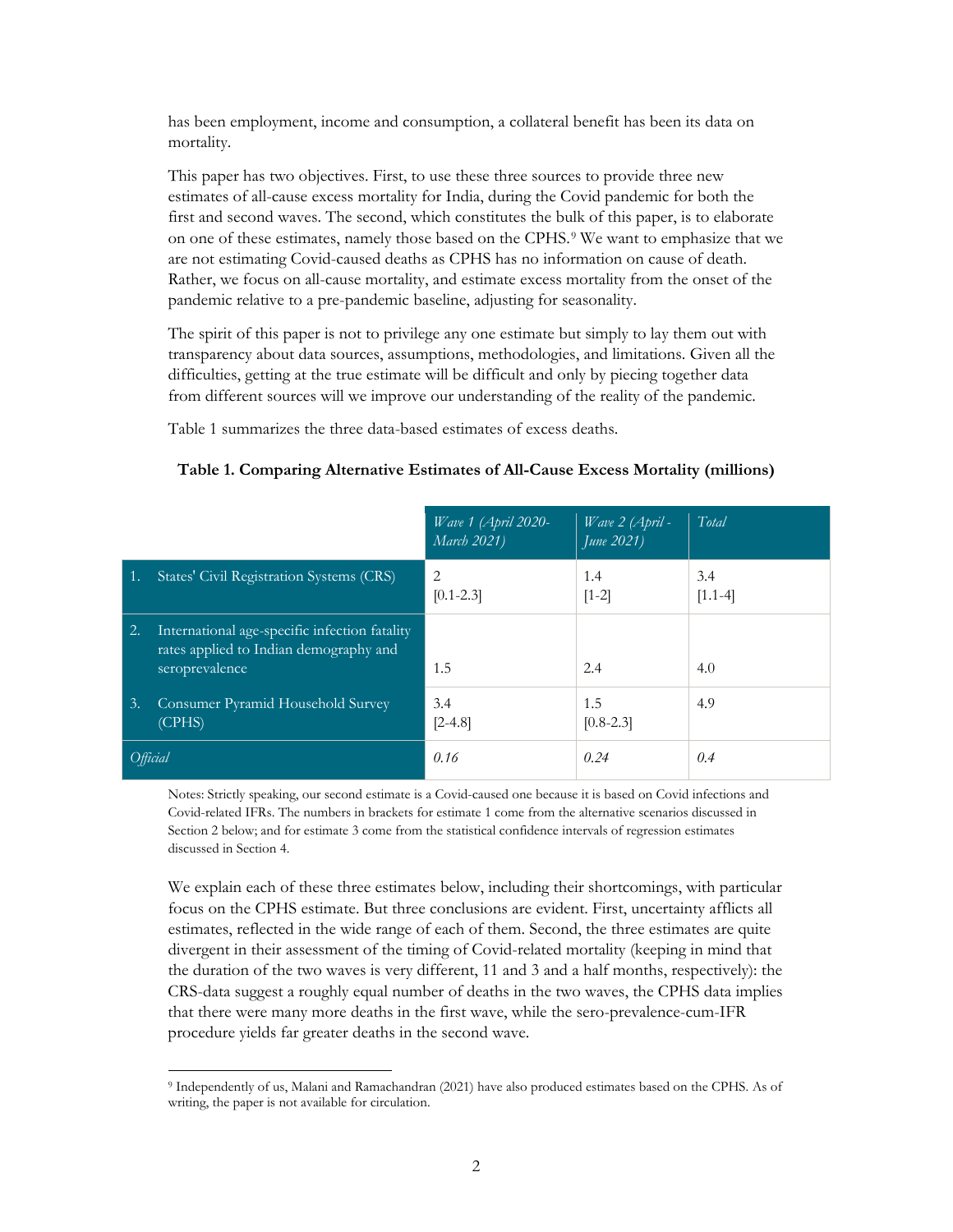has been employment, income and consumption, a collateral benefit has been its data on mortality.

This paper has two objectives. First, to use these three sources to provide three new estimates of all-cause excess mortality for India, during the Covid pandemic for both the first and second waves. The second, which constitutes the bulk of this paper, is to elaborate on one of these estimates, namely those based on the CPHS.[9] We want to emphasize that we are not estimating Covid-caused deaths as CPHS has no information on cause of death. Rather, we focus on all-cause mortality, and estimate excess mortality from the onset of the pandemic relative to a pre-pandemic baseline, adjusting for seasonality.

The spirit of this paper is not to privilege any one estimate but simply to lay them out with transparency about data sources, assumptions, methodologies, and limitations. Given all the difficulties, getting at the true estimate will be difficult and only by piecing together data from different sources will we improve our understanding of the reality of the pandemic.

Table 1 summarizes the three data-based estimates of excess deaths.

**Table 1. Comparing Alternative Estimates of All-Cause Excess Mortality (millions)**

| | *Wave 1 (April 2020-March 2021)* | *Wave 2 (April - June 2021)* | *Total* |
|---|---|---|---|
| 1. States' Civil Registration Systems (CRS) | 2 [0.1-2.3] | 1.4 [1-2] | 3.4 [1.1-4] |
| 2. International age-specific infection fatality rates applied to Indian demography and seroprevalence | 1.5 | 2.4 | 4.0 |
| 3. Consumer Pyramid Household Survey (CPHS) | 3.4 [2-4.8] | 1.5 [0.8-2.3] | 4.9 |
| *Official* | *0.16* | *0.24* | *0.4* |

Notes: Strictly speaking, our second estimate is a Covid-caused one because it is based on Covid infections and Covid-related IFRs. The numbers in brackets for estimate 1 come from the alternative scenarios discussed in Section 2 below; and for estimate 3 come from the statistical confidence intervals of regression estimates discussed in Section 4.

We explain each of these three estimates below, including their shortcomings, with particular focus on the CPHS estimate. But three conclusions are evident. First, uncertainty afflicts all estimates, reflected in the wide range of each of them. Second, the three estimates are quite divergent in their assessment of the timing of Covid-related mortality (keeping in mind that the duration of the two waves is very different, 11 and 3 and a half months, respectively): the CRS-data suggest a roughly equal number of deaths in the two waves, the CPHS data implies that there were many more deaths in the first wave, while the sero-prevalence-cum-IFR procedure yields far greater deaths in the second wave.

[9] Independently of us, Malani and Ramachandran (2021) have also produced estimates based on the CPHS. As of writing, the paper is not available for circulation.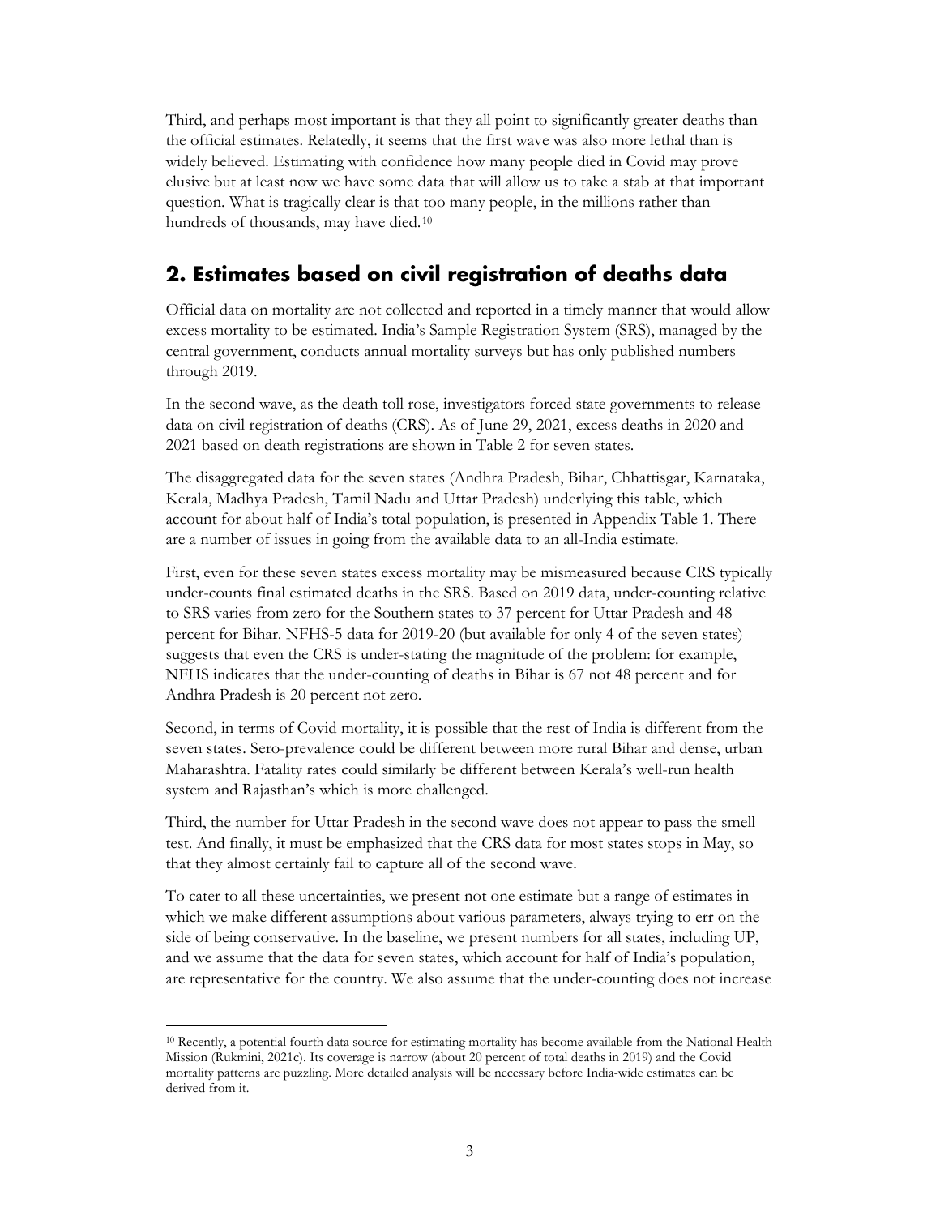Third, and perhaps most important is that they all point to significantly greater deaths than the official estimates. Relatedly, it seems that the first wave was also more lethal than is widely believed. Estimating with confidence how many people died in Covid may prove elusive but at least now we have some data that will allow us to take a stab at that important question. What is tragically clear is that too many people, in the millions rather than hundreds of thousands, may have died.[10]

## 2. Estimates based on civil registration of deaths data

Official data on mortality are not collected and reported in a timely manner that would allow excess mortality to be estimated. India's Sample Registration System (SRS), managed by the central government, conducts annual mortality surveys but has only published numbers through 2019.

In the second wave, as the death toll rose, investigators forced state governments to release data on civil registration of deaths (CRS). As of June 29, 2021, excess deaths in 2020 and 2021 based on death registrations are shown in Table 2 for seven states.

The disaggregated data for the seven states (Andhra Pradesh, Bihar, Chhattisgar, Karnataka, Kerala, Madhya Pradesh, Tamil Nadu and Uttar Pradesh) underlying this table, which account for about half of India's total population, is presented in Appendix Table 1. There are a number of issues in going from the available data to an all-India estimate.

First, even for these seven states excess mortality may be mismeasured because CRS typically under-counts final estimated deaths in the SRS. Based on 2019 data, under-counting relative to SRS varies from zero for the Southern states to 37 percent for Uttar Pradesh and 48 percent for Bihar. NFHS-5 data for 2019-20 (but available for only 4 of the seven states) suggests that even the CRS is under-stating the magnitude of the problem: for example, NFHS indicates that the under-counting of deaths in Bihar is 67 not 48 percent and for Andhra Pradesh is 20 percent not zero.

Second, in terms of Covid mortality, it is possible that the rest of India is different from the seven states. Sero-prevalence could be different between more rural Bihar and dense, urban Maharashtra. Fatality rates could similarly be different between Kerala's well-run health system and Rajasthan's which is more challenged.

Third, the number for Uttar Pradesh in the second wave does not appear to pass the smell test. And finally, it must be emphasized that the CRS data for most states stops in May, so that they almost certainly fail to capture all of the second wave.

To cater to all these uncertainties, we present not one estimate but a range of estimates in which we make different assumptions about various parameters, always trying to err on the side of being conservative. In the baseline, we present numbers for all states, including UP, and we assume that the data for seven states, which account for half of India's population, are representative for the country. We also assume that the under-counting does not increase

[10] Recently, a potential fourth data source for estimating mortality has become available from the National Health Mission (Rukmini, 2021c). Its coverage is narrow (about 20 percent of total deaths in 2019) and the Covid mortality patterns are puzzling. More detailed analysis will be necessary before India-wide estimates can be derived from it.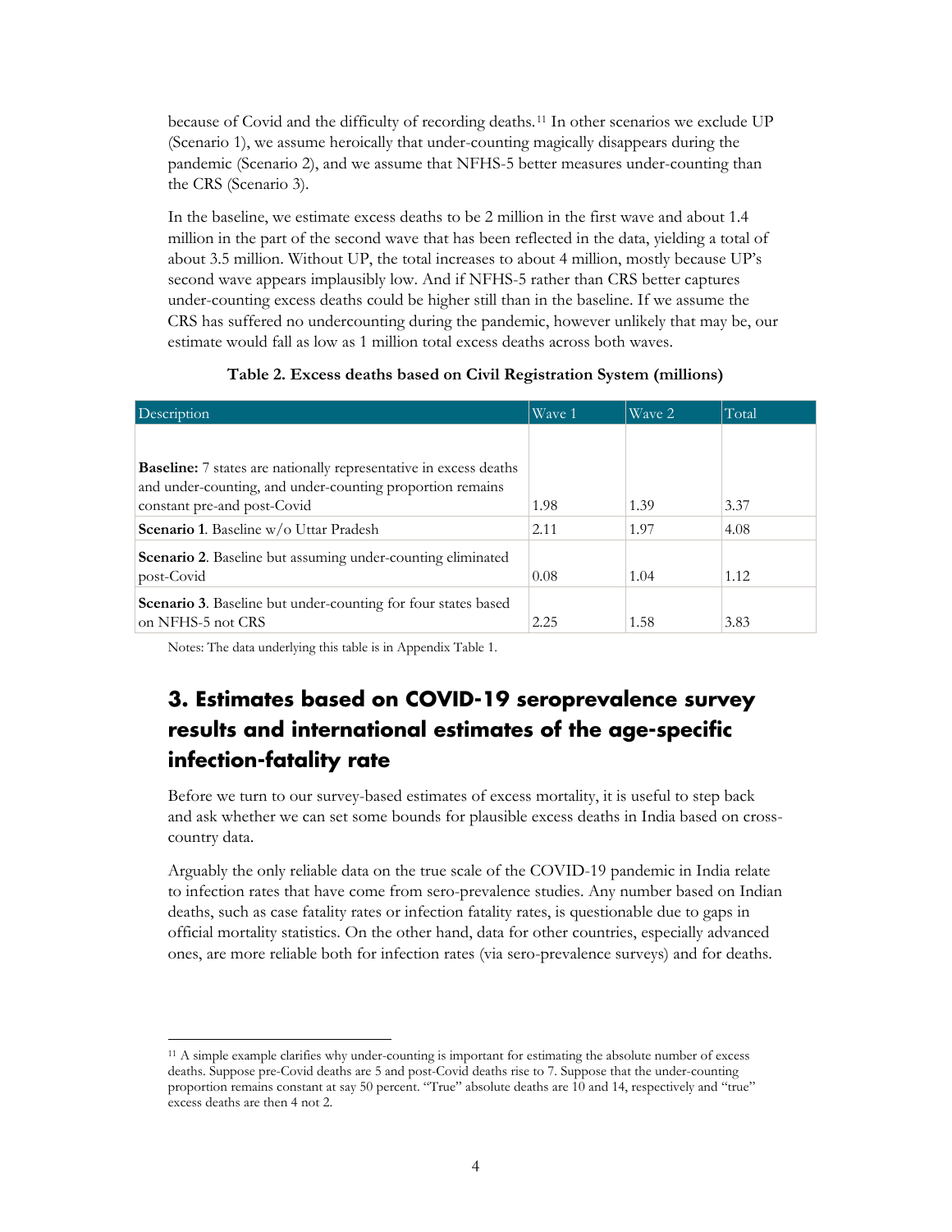because of Covid and the difficulty of recording deaths.[11] In other scenarios we exclude UP (Scenario 1), we assume heroically that under-counting magically disappears during the pandemic (Scenario 2), and we assume that NFHS-5 better measures under-counting than the CRS (Scenario 3).

In the baseline, we estimate excess deaths to be 2 million in the first wave and about 1.4 million in the part of the second wave that has been reflected in the data, yielding a total of about 3.5 million. Without UP, the total increases to about 4 million, mostly because UP's second wave appears implausibly low. And if NFHS-5 rather than CRS better captures under-counting excess deaths could be higher still than in the baseline. If we assume the CRS has suffered no undercounting during the pandemic, however unlikely that may be, our estimate would fall as low as 1 million total excess deaths across both waves.

**Table 2. Excess deaths based on Civil Registration System (millions)**

| Description | Wave 1 | Wave 2 | Total |
|---|---|---|---|
| **Baseline:** 7 states are nationally representative in excess deaths and under-counting, and under-counting proportion remains constant pre-and post-Covid | 1.98 | 1.39 | 3.37 |
| **Scenario 1**. Baseline w/o Uttar Pradesh | 2.11 | 1.97 | 4.08 |
| **Scenario 2**. Baseline but assuming under-counting eliminated post-Covid | 0.08 | 1.04 | 1.12 |
| **Scenario 3**. Baseline but under-counting for four states based on NFHS-5 not CRS | 2.25 | 1.58 | 3.83 |

Notes: The data underlying this table is in Appendix Table 1.

## 3. Estimates based on COVID-19 seroprevalence survey results and international estimates of the age-specific infection-fatality rate

Before we turn to our survey-based estimates of excess mortality, it is useful to step back and ask whether we can set some bounds for plausible excess deaths in India based on cross-country data.

Arguably the only reliable data on the true scale of the COVID-19 pandemic in India relate to infection rates that have come from sero-prevalence studies. Any number based on Indian deaths, such as case fatality rates or infection fatality rates, is questionable due to gaps in official mortality statistics. On the other hand, data for other countries, especially advanced ones, are more reliable both for infection rates (via sero-prevalence surveys) and for deaths.

[11] A simple example clarifies why under-counting is important for estimating the absolute number of excess deaths. Suppose pre-Covid deaths are 5 and post-Covid deaths rise to 7. Suppose that the under-counting proportion remains constant at say 50 percent. "True" absolute deaths are 10 and 14, respectively and "true" excess deaths are then 4 not 2.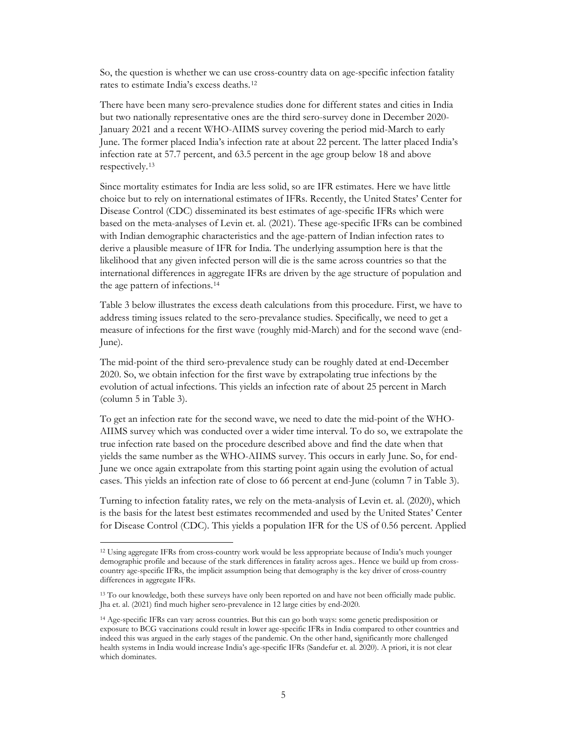So, the question is whether we can use cross-country data on age-specific infection fatality rates to estimate India's excess deaths.[12]

There have been many sero-prevalence studies done for different states and cities in India but two nationally representative ones are the third sero-survey done in December 2020-January 2021 and a recent WHO-AIIMS survey covering the period mid-March to early June. The former placed India's infection rate at about 22 percent. The latter placed India's infection rate at 57.7 percent, and 63.5 percent in the age group below 18 and above respectively.[13]

Since mortality estimates for India are less solid, so are IFR estimates. Here we have little choice but to rely on international estimates of IFRs. Recently, the United States' Center for Disease Control (CDC) disseminated its best estimates of age-specific IFRs which were based on the meta-analyses of Levin et. al. (2021). These age-specific IFRs can be combined with Indian demographic characteristics and the age-pattern of Indian infection rates to derive a plausible measure of IFR for India. The underlying assumption here is that the likelihood that any given infected person will die is the same across countries so that the international differences in aggregate IFRs are driven by the age structure of population and the age pattern of infections.[14]

Table 3 below illustrates the excess death calculations from this procedure. First, we have to address timing issues related to the sero-prevalance studies. Specifically, we need to get a measure of infections for the first wave (roughly mid-March) and for the second wave (end-June).

The mid-point of the third sero-prevalence study can be roughly dated at end-December 2020. So, we obtain infection for the first wave by extrapolating true infections by the evolution of actual infections. This yields an infection rate of about 25 percent in March (column 5 in Table 3).

To get an infection rate for the second wave, we need to date the mid-point of the WHO-AIIMS survey which was conducted over a wider time interval. To do so, we extrapolate the true infection rate based on the procedure described above and find the date when that yields the same number as the WHO-AIIMS survey. This occurs in early June. So, for end-June we once again extrapolate from this starting point again using the evolution of actual cases. This yields an infection rate of close to 66 percent at end-June (column 7 in Table 3).

Turning to infection fatality rates, we rely on the meta-analysis of Levin et. al. (2020), which is the basis for the latest best estimates recommended and used by the United States' Center for Disease Control (CDC). This yields a population IFR for the US of 0.56 percent. Applied

---

[12] Using aggregate IFRs from cross-country work would be less appropriate because of India's much younger demographic profile and because of the stark differences in fatality across ages.. Hence we build up from cross-country age-specific IFRs, the implicit assumption being that demography is the key driver of cross-country differences in aggregate IFRs.

[13] To our knowledge, both these surveys have only been reported on and have not been officially made public. Jha et. al. (2021) find much higher sero-prevalence in 12 large cities by end-2020.

[14] Age-specific IFRs can vary across countries. But this can go both ways: some genetic predisposition or exposure to BCG vaccinations could result in lower age-specific IFRs in India compared to other countries and indeed this was argued in the early stages of the pandemic. On the other hand, significantly more challenged health systems in India would increase India's age-specific IFRs (Sandefur et. al. 2020). A priori, it is not clear which dominates.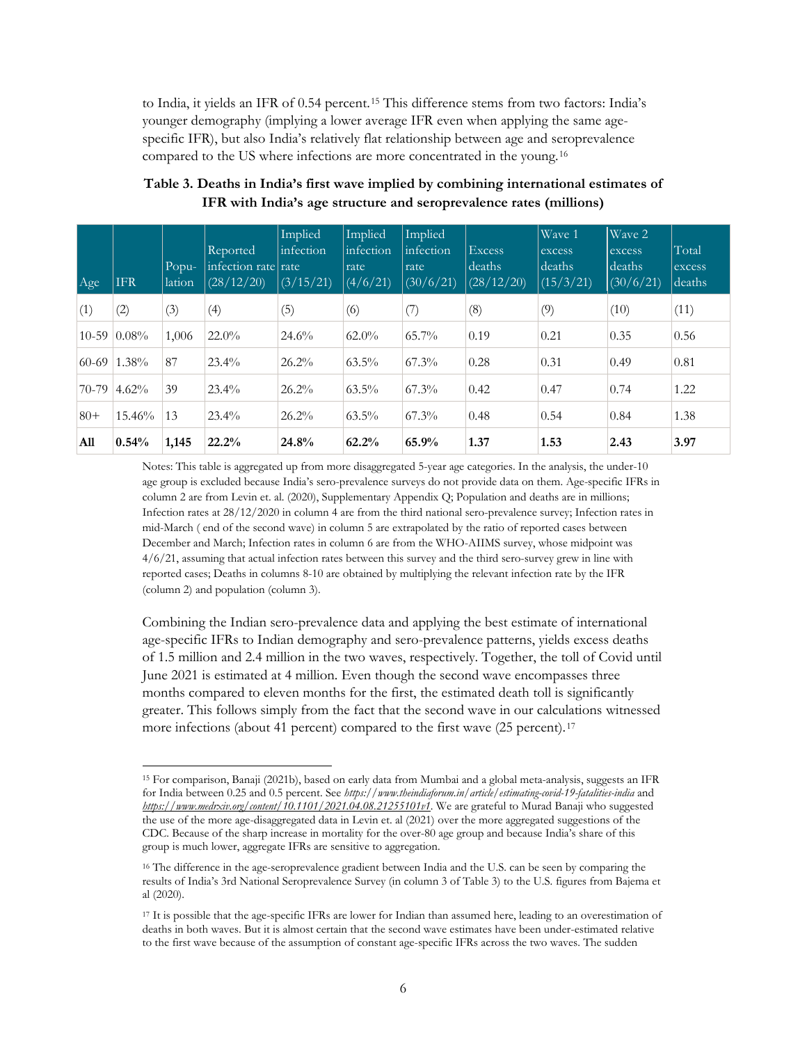to India, it yields an IFR of 0.54 percent.[15] This difference stems from two factors: India's younger demography (implying a lower average IFR even when applying the same age-specific IFR), but also India's relatively flat relationship between age and seroprevalence compared to the US where infections are more concentrated in the young.[16]

**Table 3. Deaths in India's first wave implied by combining international estimates of IFR with India's age structure and seroprevalence rates (millions)**

| Age | IFR | Population | Reported infection rate (28/12/20) | Implied infection rate (3/15/21) | Implied infection rate (4/6/21) | Implied infection rate (30/6/21) | Excess deaths (28/12/20) | Wave 1 excess deaths (15/3/21) | Wave 2 excess deaths (30/6/21) | Total excess deaths |
|---|---|---|---|---|---|---|---|---|---|---|
| (1) | (2) | (3) | (4) | (5) | (6) | (7) | (8) | (9) | (10) | (11) |
| 10-59 | 0.08% | 1,006 | 22.0% | 24.6% | 62.0% | 65.7% | 0.19 | 0.21 | 0.35 | 0.56 |
| 60-69 | 1.38% | 87 | 23.4% | 26.2% | 63.5% | 67.3% | 0.28 | 0.31 | 0.49 | 0.81 |
| 70-79 | 4.62% | 39 | 23.4% | 26.2% | 63.5% | 67.3% | 0.42 | 0.47 | 0.74 | 1.22 |
| 80+ | 15.46% | 13 | 23.4% | 26.2% | 63.5% | 67.3% | 0.48 | 0.54 | 0.84 | 1.38 |
| **All** | **0.54%** | **1,145** | **22.2%** | **24.8%** | **62.2%** | **65.9%** | **1.37** | **1.53** | **2.43** | **3.97** |

Notes: This table is aggregated up from more disaggregated 5-year age categories. In the analysis, the under-10 age group is excluded because India's sero-prevalence surveys do not provide data on them. Age-specific IFRs in column 2 are from Levin et. al. (2020), Supplementary Appendix Q; Population and deaths are in millions; Infection rates at 28/12/2020 in column 4 are from the third national sero-prevalence survey; Infection rates in mid-March ( end of the second wave) in column 5 are extrapolated by the ratio of reported cases between December and March; Infection rates in column 6 are from the WHO-AIIMS survey, whose midpoint was 4/6/21, assuming that actual infection rates between this survey and the third sero-survey grew in line with reported cases; Deaths in columns 8-10 are obtained by multiplying the relevant infection rate by the IFR (column 2) and population (column 3).

Combining the Indian sero-prevalence data and applying the best estimate of international age-specific IFRs to Indian demography and sero-prevalence patterns, yields excess deaths of 1.5 million and 2.4 million in the two waves, respectively. Together, the toll of Covid until June 2021 is estimated at 4 million. Even though the second wave encompasses three months compared to eleven months for the first, the estimated death toll is significantly greater. This follows simply from the fact that the second wave in our calculations witnessed more infections (about 41 percent) compared to the first wave (25 percent).[17]

---

[15] For comparison, Banaji (2021b), based on early data from Mumbai and a global meta-analysis, suggests an IFR for India between 0.25 and 0.5 percent. See *https://www.theindiaforum.in/article/estimating-covid-19-fatalities-india* and *https://www.medrxiv.org/content/10.1101/2021.04.08.21255101v1*. We are grateful to Murad Banaji who suggested the use of the more age-disaggregated data in Levin et. al (2021) over the more aggregated suggestions of the CDC. Because of the sharp increase in mortality for the over-80 age group and because India's share of this group is much lower, aggregate IFRs are sensitive to aggregation.

[16] The difference in the age-seroprevalence gradient between India and the U.S. can be seen by comparing the results of India's 3rd National Seroprevalence Survey (in column 3 of Table 3) to the U.S. figures from Bajema et al (2020).

[17] It is possible that the age-specific IFRs are lower for Indian than assumed here, leading to an overestimation of deaths in both waves. But it is almost certain that the second wave estimates have been under-estimated relative to the first wave because of the assumption of constant age-specific IFRs across the two waves. The sudden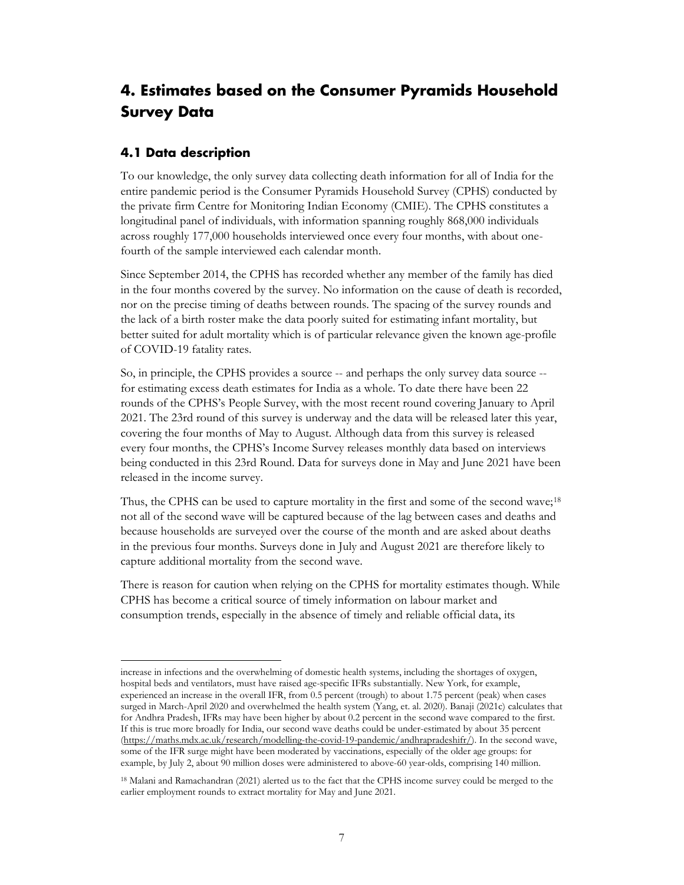## 4. Estimates based on the Consumer Pyramids Household Survey Data

### 4.1 Data description

To our knowledge, the only survey data collecting death information for all of India for the entire pandemic period is the Consumer Pyramids Household Survey (CPHS) conducted by the private firm Centre for Monitoring Indian Economy (CMIE). The CPHS constitutes a longitudinal panel of individuals, with information spanning roughly 868,000 individuals across roughly 177,000 households interviewed once every four months, with about one-fourth of the sample interviewed each calendar month.

Since September 2014, the CPHS has recorded whether any member of the family has died in the four months covered by the survey. No information on the cause of death is recorded, nor on the precise timing of deaths between rounds. The spacing of the survey rounds and the lack of a birth roster make the data poorly suited for estimating infant mortality, but better suited for adult mortality which is of particular relevance given the known age-profile of COVID-19 fatality rates.

So, in principle, the CPHS provides a source -- and perhaps the only survey data source -- for estimating excess death estimates for India as a whole. To date there have been 22 rounds of the CPHS's People Survey, with the most recent round covering January to April 2021. The 23rd round of this survey is underway and the data will be released later this year, covering the four months of May to August. Although data from this survey is released every four months, the CPHS's Income Survey releases monthly data based on interviews being conducted in this 23rd Round. Data for surveys done in May and June 2021 have been released in the income survey.

Thus, the CPHS can be used to capture mortality in the first and some of the second wave;[18] not all of the second wave will be captured because of the lag between cases and deaths and because households are surveyed over the course of the month and are asked about deaths in the previous four months. Surveys done in July and August 2021 are therefore likely to capture additional mortality from the second wave.

There is reason for caution when relying on the CPHS for mortality estimates though. While CPHS has become a critical source of timely information on labour market and consumption trends, especially in the absence of timely and reliable official data, its

---

increase in infections and the overwhelming of domestic health systems, including the shortages of oxygen, hospital beds and ventilators, must have raised age-specific IFRs substantially. New York, for example, experienced an increase in the overall IFR, from 0.5 percent (trough) to about 1.75 percent (peak) when cases surged in March-April 2020 and overwhelmed the health system (Yang, et. al. 2020). Banaji (2021c) calculates that for Andhra Pradesh, IFRs may have been higher by about 0.2 percent in the second wave compared to the first. If this is true more broadly for India, our second wave deaths could be under-estimated by about 35 percent (https://maths.mdx.ac.uk/research/modelling-the-covid-19-pandemic/andhrapradeshifr/). In the second wave, some of the IFR surge might have been moderated by vaccinations, especially of the older age groups: for example, by July 2, about 90 million doses were administered to above-60 year-olds, comprising 140 million.

[18] Malani and Ramachandran (2021) alerted us to the fact that the CPHS income survey could be merged to the earlier employment rounds to extract mortality for May and June 2021.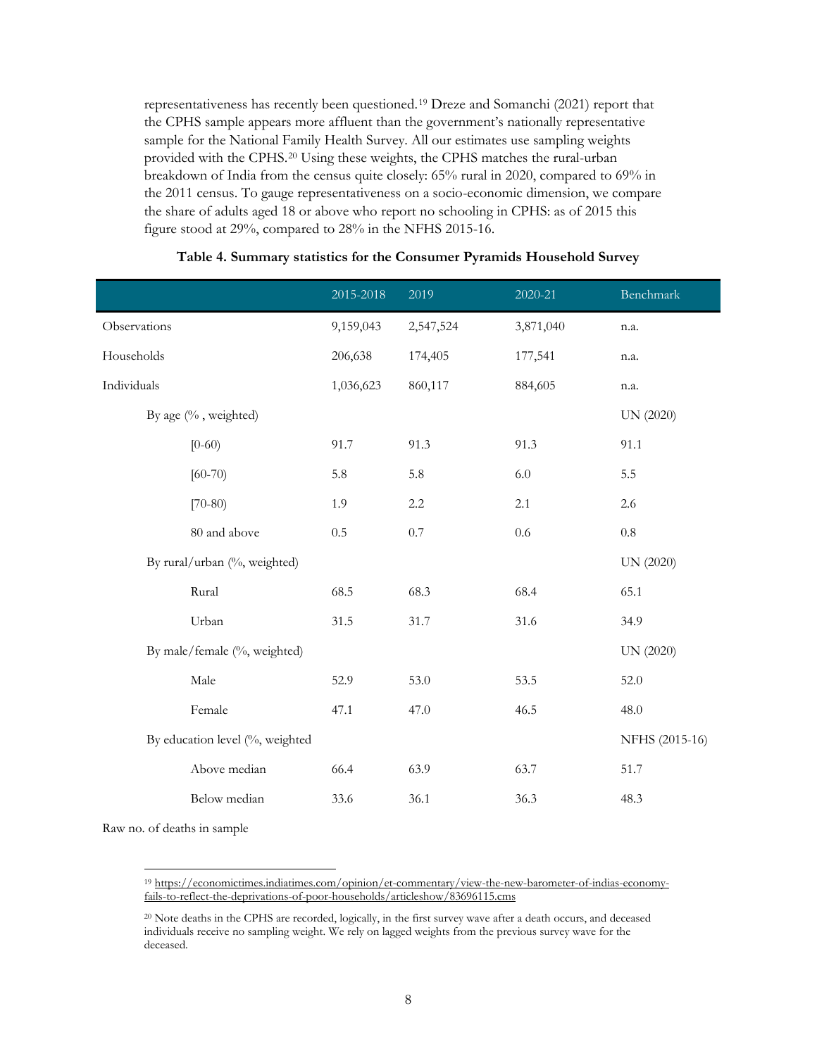representativeness has recently been questioned.[19] Dreze and Somanchi (2021) report that the CPHS sample appears more affluent than the government's nationally representative sample for the National Family Health Survey. All our estimates use sampling weights provided with the CPHS.[20] Using these weights, the CPHS matches the rural-urban breakdown of India from the census quite closely: 65% rural in 2020, compared to 69% in the 2011 census. To gauge representativeness on a socio-economic dimension, we compare the share of adults aged 18 or above who report no schooling in CPHS: as of 2015 this figure stood at 29%, compared to 28% in the NFHS 2015-16.

**Table 4. Summary statistics for the Consumer Pyramids Household Survey**

| | 2015-2018 | 2019 | 2020-21 | Benchmark |
|---|---|---|---|---|
| Observations | 9,159,043 | 2,547,524 | 3,871,040 | n.a. |
| Households | 206,638 | 174,405 | 177,541 | n.a. |
| Individuals | 1,036,623 | 860,117 | 884,605 | n.a. |
| By age (% , weighted) | | | | UN (2020) |
| [0-60) | 91.7 | 91.3 | 91.3 | 91.1 |
| [60-70) | 5.8 | 5.8 | 6.0 | 5.5 |
| [70-80) | 1.9 | 2.2 | 2.1 | 2.6 |
| 80 and above | 0.5 | 0.7 | 0.6 | 0.8 |
| By rural/urban (%, weighted) | | | | UN (2020) |
| Rural | 68.5 | 68.3 | 68.4 | 65.1 |
| Urban | 31.5 | 31.7 | 31.6 | 34.9 |
| By male/female (%, weighted) | | | | UN (2020) |
| Male | 52.9 | 53.0 | 53.5 | 52.0 |
| Female | 47.1 | 47.0 | 46.5 | 48.0 |
| By education level (%, weighted | | | | NFHS (2015-16) |
| Above median | 66.4 | 63.9 | 63.7 | 51.7 |
| Below median | 33.6 | 36.1 | 36.3 | 48.3 |
| Raw no. of deaths in sample | | | | |

[19] https://economictimes.indiatimes.com/opinion/et-commentary/view-the-new-barometer-of-indias-economy-fails-to-reflect-the-deprivations-of-poor-households/articleshow/83696115.cms

[20] Note deaths in the CPHS are recorded, logically, in the first survey wave after a death occurs, and deceased individuals receive no sampling weight. We rely on lagged weights from the previous survey wave for the deceased.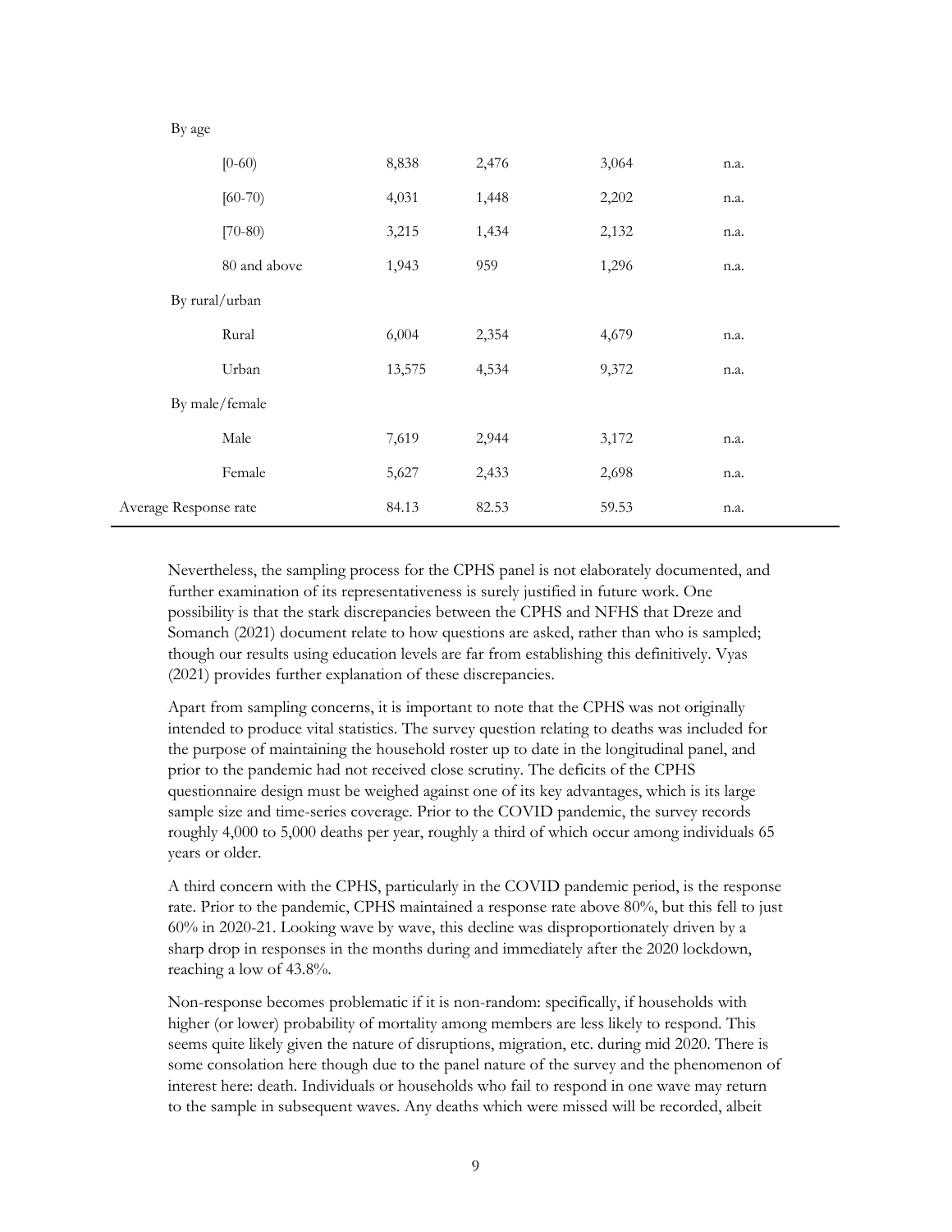| | | | | |
|---|---|---|---|---|
| By age | | | | |
| [0-60) | 8,838 | 2,476 | 3,064 | n.a. |
| [60-70) | 4,031 | 1,448 | 2,202 | n.a. |
| [70-80) | 3,215 | 1,434 | 2,132 | n.a. |
| 80 and above | 1,943 | 959 | 1,296 | n.a. |
| By rural/urban | | | | |
| Rural | 6,004 | 2,354 | 4,679 | n.a. |
| Urban | 13,575 | 4,534 | 9,372 | n.a. |
| By male/female | | | | |
| Male | 7,619 | 2,944 | 3,172 | n.a. |
| Female | 5,627 | 2,433 | 2,698 | n.a. |
| Average Response rate | 84.13 | 82.53 | 59.53 | n.a. |

Nevertheless, the sampling process for the CPHS panel is not elaborately documented, and further examination of its representativeness is surely justified in future work. One possibility is that the stark discrepancies between the CPHS and NFHS that Dreze and Somanch (2021) document relate to how questions are asked, rather than who is sampled; though our results using education levels are far from establishing this definitively. Vyas (2021) provides further explanation of these discrepancies.

Apart from sampling concerns, it is important to note that the CPHS was not originally intended to produce vital statistics. The survey question relating to deaths was included for the purpose of maintaining the household roster up to date in the longitudinal panel, and prior to the pandemic had not received close scrutiny. The deficits of the CPHS questionnaire design must be weighed against one of its key advantages, which is its large sample size and time-series coverage. Prior to the COVID pandemic, the survey records roughly 4,000 to 5,000 deaths per year, roughly a third of which occur among individuals 65 years or older.

A third concern with the CPHS, particularly in the COVID pandemic period, is the response rate. Prior to the pandemic, CPHS maintained a response rate above 80%, but this fell to just 60% in 2020-21. Looking wave by wave, this decline was disproportionately driven by a sharp drop in responses in the months during and immediately after the 2020 lockdown, reaching a low of 43.8%.

Non-response becomes problematic if it is non-random: specifically, if households with higher (or lower) probability of mortality among members are less likely to respond. This seems quite likely given the nature of disruptions, migration, etc. during mid 2020. There is some consolation here though due to the panel nature of the survey and the phenomenon of interest here: death. Individuals or households who fail to respond in one wave may return to the sample in subsequent waves. Any deaths which were missed will be recorded, albeit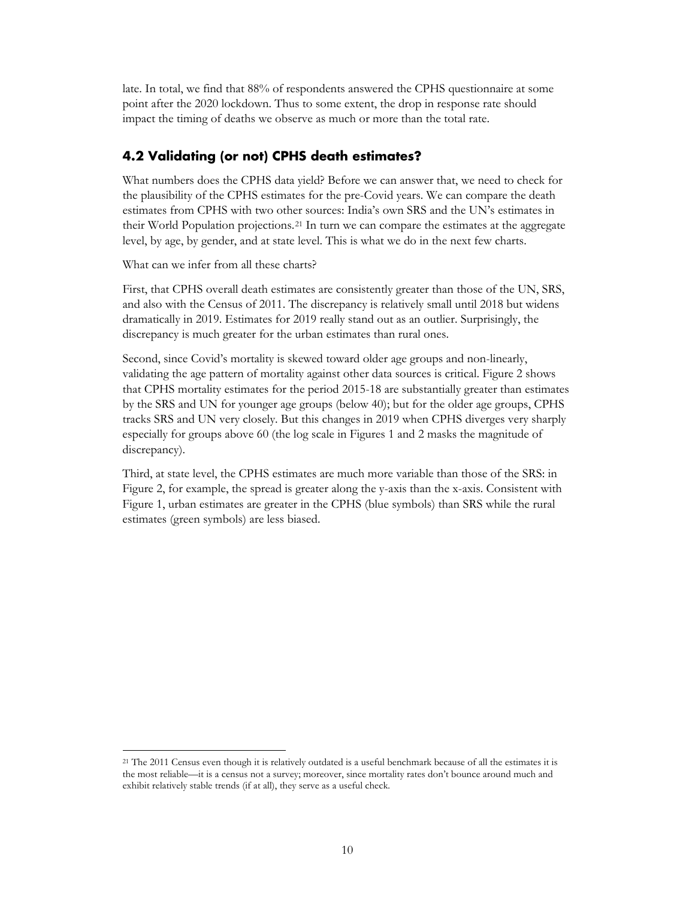late. In total, we find that 88% of respondents answered the CPHS questionnaire at some point after the 2020 lockdown. Thus to some extent, the drop in response rate should impact the timing of deaths we observe as much or more than the total rate.

## 4.2 Validating (or not) CPHS death estimates?

What numbers does the CPHS data yield? Before we can answer that, we need to check for the plausibility of the CPHS estimates for the pre-Covid years. We can compare the death estimates from CPHS with two other sources: India's own SRS and the UN's estimates in their World Population projections.[21] In turn we can compare the estimates at the aggregate level, by age, by gender, and at state level. This is what we do in the next few charts.

What can we infer from all these charts?

First, that CPHS overall death estimates are consistently greater than those of the UN, SRS, and also with the Census of 2011. The discrepancy is relatively small until 2018 but widens dramatically in 2019. Estimates for 2019 really stand out as an outlier. Surprisingly, the discrepancy is much greater for the urban estimates than rural ones.

Second, since Covid's mortality is skewed toward older age groups and non-linearly, validating the age pattern of mortality against other data sources is critical. Figure 2 shows that CPHS mortality estimates for the period 2015-18 are substantially greater than estimates by the SRS and UN for younger age groups (below 40); but for the older age groups, CPHS tracks SRS and UN very closely. But this changes in 2019 when CPHS diverges very sharply especially for groups above 60 (the log scale in Figures 1 and 2 masks the magnitude of discrepancy).

Third, at state level, the CPHS estimates are much more variable than those of the SRS: in Figure 2, for example, the spread is greater along the y-axis than the x-axis. Consistent with Figure 1, urban estimates are greater in the CPHS (blue symbols) than SRS while the rural estimates (green symbols) are less biased.

[21] The 2011 Census even though it is relatively outdated is a useful benchmark because of all the estimates it is the most reliable—it is a census not a survey; moreover, since mortality rates don't bounce around much and exhibit relatively stable trends (if at all), they serve as a useful check.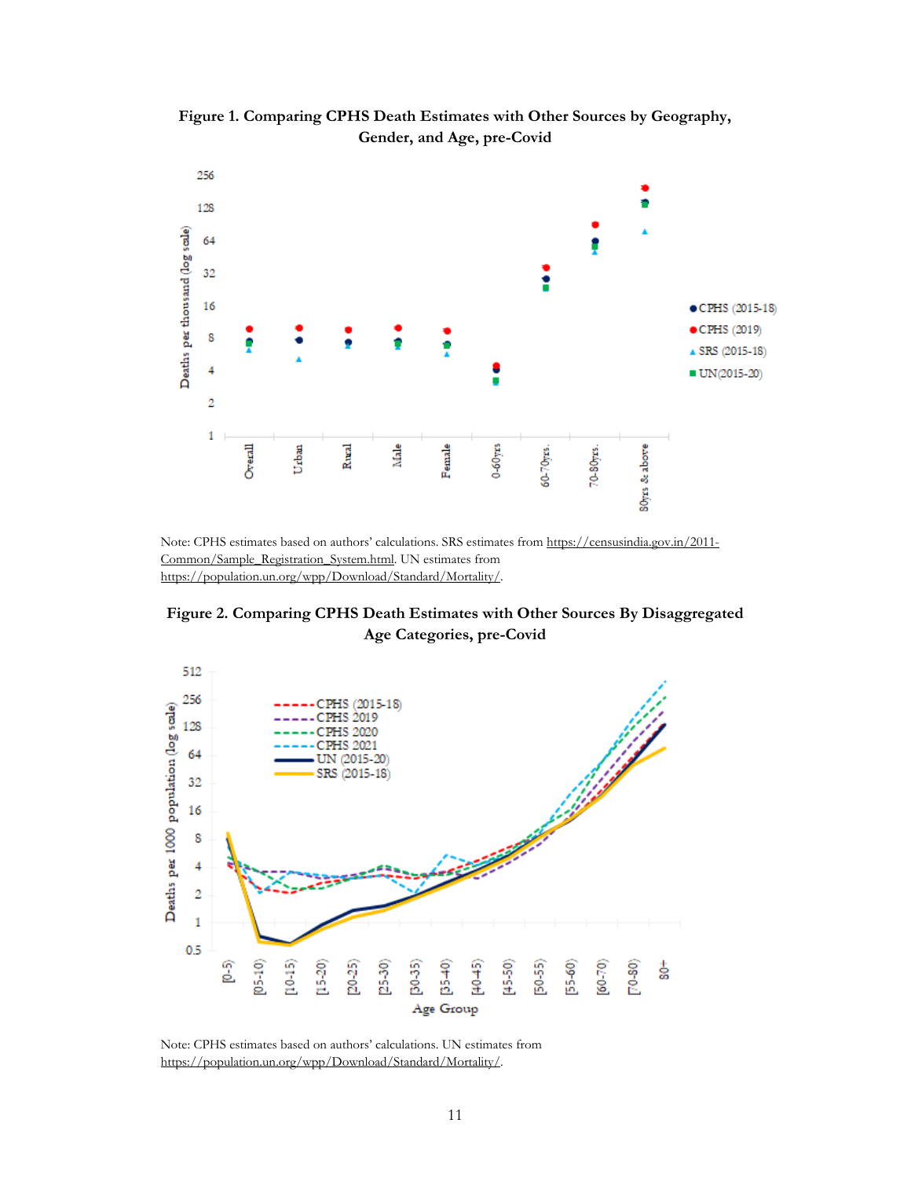**Figure 1. Comparing CPHS Death Estimates with Other Sources by Geography, Gender, and Age, pre-Covid**

Note: CPHS estimates based on authors' calculations. SRS estimates from https://censusindia.gov.in/2011-Common/Sample_Registration_System.html. UN estimates from https://population.un.org/wpp/Download/Standard/Mortality/.

**Figure 2. Comparing CPHS Death Estimates with Other Sources By Disaggregated Age Categories, pre-Covid**

Note: CPHS estimates based on authors' calculations. UN estimates from https://population.un.org/wpp/Download/Standard/Mortality/.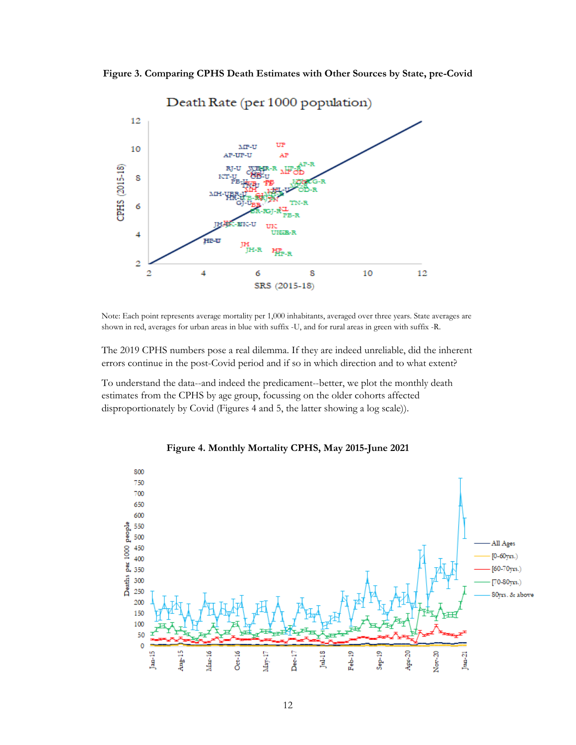**Figure 3. Comparing CPHS Death Estimates with Other Sources by State, pre-Covid**

Note: Each point represents average mortality per 1,000 inhabitants, averaged over three years. State averages are shown in red, averages for urban areas in blue with suffix -U, and for rural areas in green with suffix -R.

The 2019 CPHS numbers pose a real dilemma. If they are indeed unreliable, did the inherent errors continue in the post-Covid period and if so in which direction and to what extent?

To understand the data--and indeed the predicament--better, we plot the monthly death estimates from the CPHS by age group, focussing on the older cohorts affected disproportionately by Covid (Figures 4 and 5, the latter showing a log scale)).

**Figure 4. Monthly Mortality CPHS, May 2015-June 2021**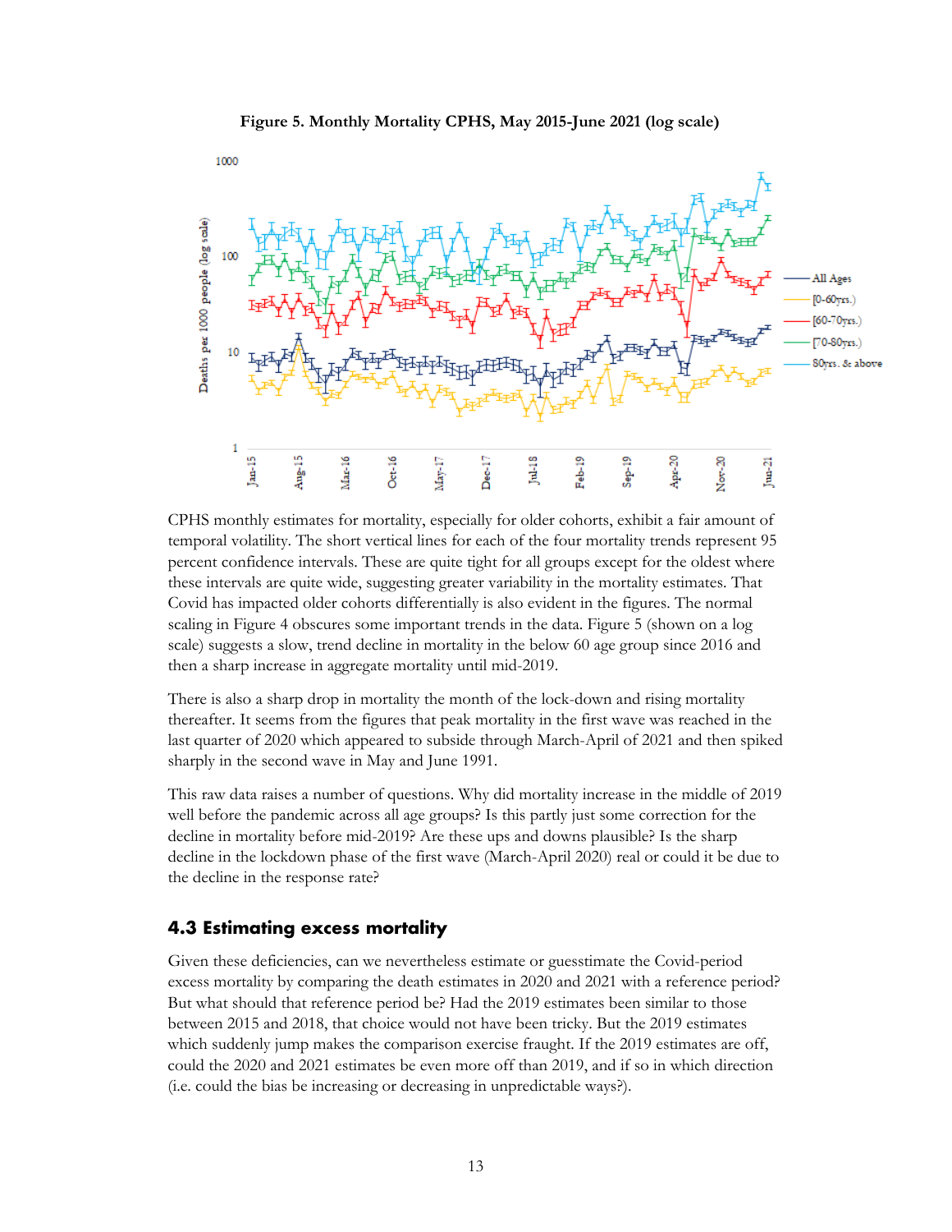**Figure 5. Monthly Mortality CPHS, May 2015-June 2021 (log scale)**

CPHS monthly estimates for mortality, especially for older cohorts, exhibit a fair amount of temporal volatility. The short vertical lines for each of the four mortality trends represent 95 percent confidence intervals. These are quite tight for all groups except for the oldest where these intervals are quite wide, suggesting greater variability in the mortality estimates. That Covid has impacted older cohorts differentially is also evident in the figures. The normal scaling in Figure 4 obscures some important trends in the data. Figure 5 (shown on a log scale) suggests a slow, trend decline in mortality in the below 60 age group since 2016 and then a sharp increase in aggregate mortality until mid-2019.

There is also a sharp drop in mortality the month of the lock-down and rising mortality thereafter. It seems from the figures that peak mortality in the first wave was reached in the last quarter of 2020 which appeared to subside through March-April of 2021 and then spiked sharply in the second wave in May and June 1991.

This raw data raises a number of questions. Why did mortality increase in the middle of 2019 well before the pandemic across all age groups? Is this partly just some correction for the decline in mortality before mid-2019? Are these ups and downs plausible? Is the sharp decline in the lockdown phase of the first wave (March-April 2020) real or could it be due to the decline in the response rate?

## 4.3 Estimating excess mortality

Given these deficiencies, can we nevertheless estimate or guesstimate the Covid-period excess mortality by comparing the death estimates in 2020 and 2021 with a reference period? But what should that reference period be? Had the 2019 estimates been similar to those between 2015 and 2018, that choice would not have been tricky. But the 2019 estimates which suddenly jump makes the comparison exercise fraught. If the 2019 estimates are off, could the 2020 and 2021 estimates be even more off than 2019, and if so in which direction (i.e. could the bias be increasing or decreasing in unpredictable ways?).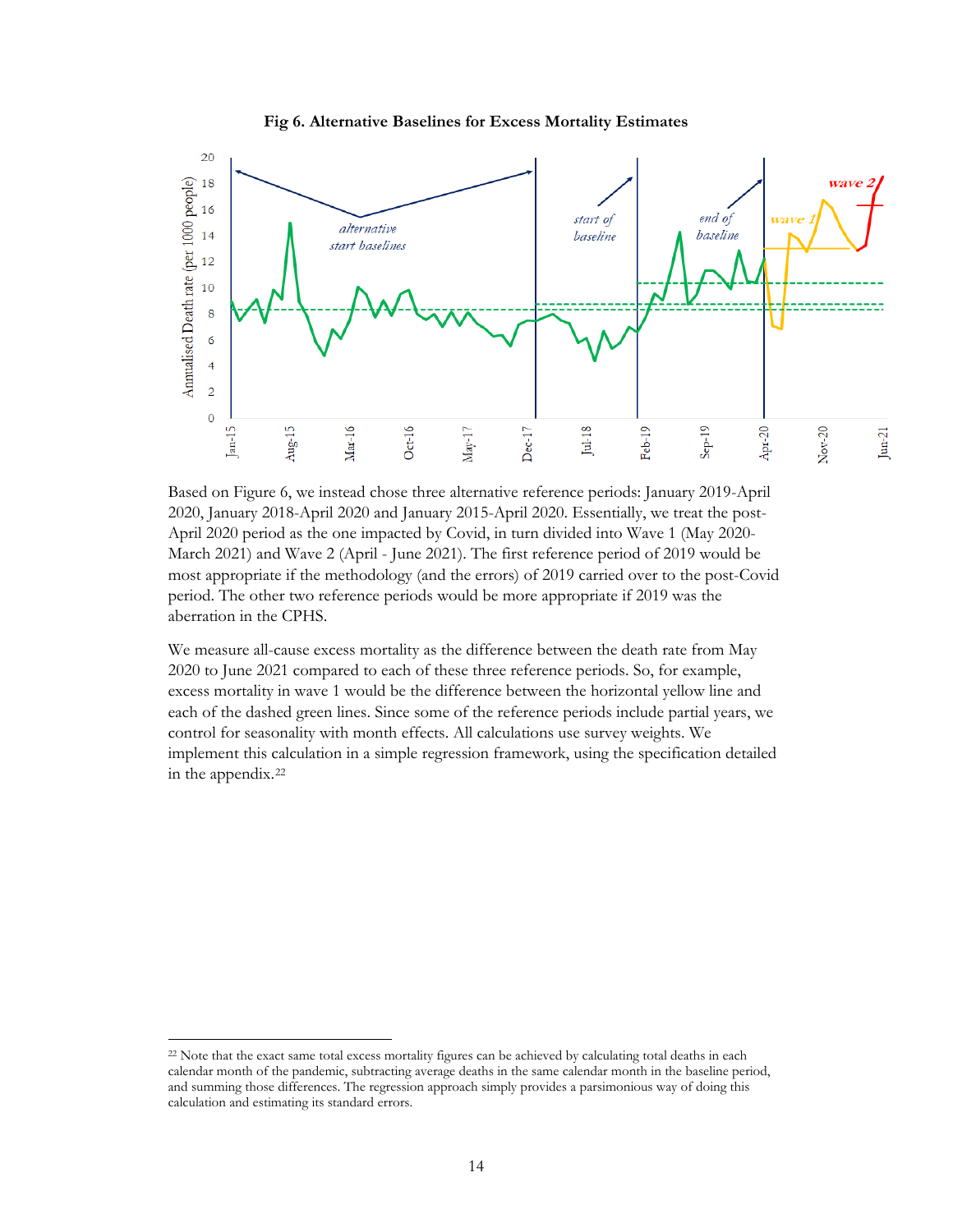**Fig 6. Alternative Baselines for Excess Mortality Estimates**

Based on Figure 6, we instead chose three alternative reference periods: January 2019-April 2020, January 2018-April 2020 and January 2015-April 2020. Essentially, we treat the post-April 2020 period as the one impacted by Covid, in turn divided into Wave 1 (May 2020-March 2021) and Wave 2 (April - June 2021). The first reference period of 2019 would be most appropriate if the methodology (and the errors) of 2019 carried over to the post-Covid period. The other two reference periods would be more appropriate if 2019 was the aberration in the CPHS.

We measure all-cause excess mortality as the difference between the death rate from May 2020 to June 2021 compared to each of these three reference periods. So, for example, excess mortality in wave 1 would be the difference between the horizontal yellow line and each of the dashed green lines. Since some of the reference periods include partial years, we control for seasonality with month effects. All calculations use survey weights. We implement this calculation in a simple regression framework, using the specification detailed in the appendix.[22]

---

[22] Note that the exact same total excess mortality figures can be achieved by calculating total deaths in each calendar month of the pandemic, subtracting average deaths in the same calendar month in the baseline period, and summing those differences. The regression approach simply provides a parsimonious way of doing this calculation and estimating its standard errors.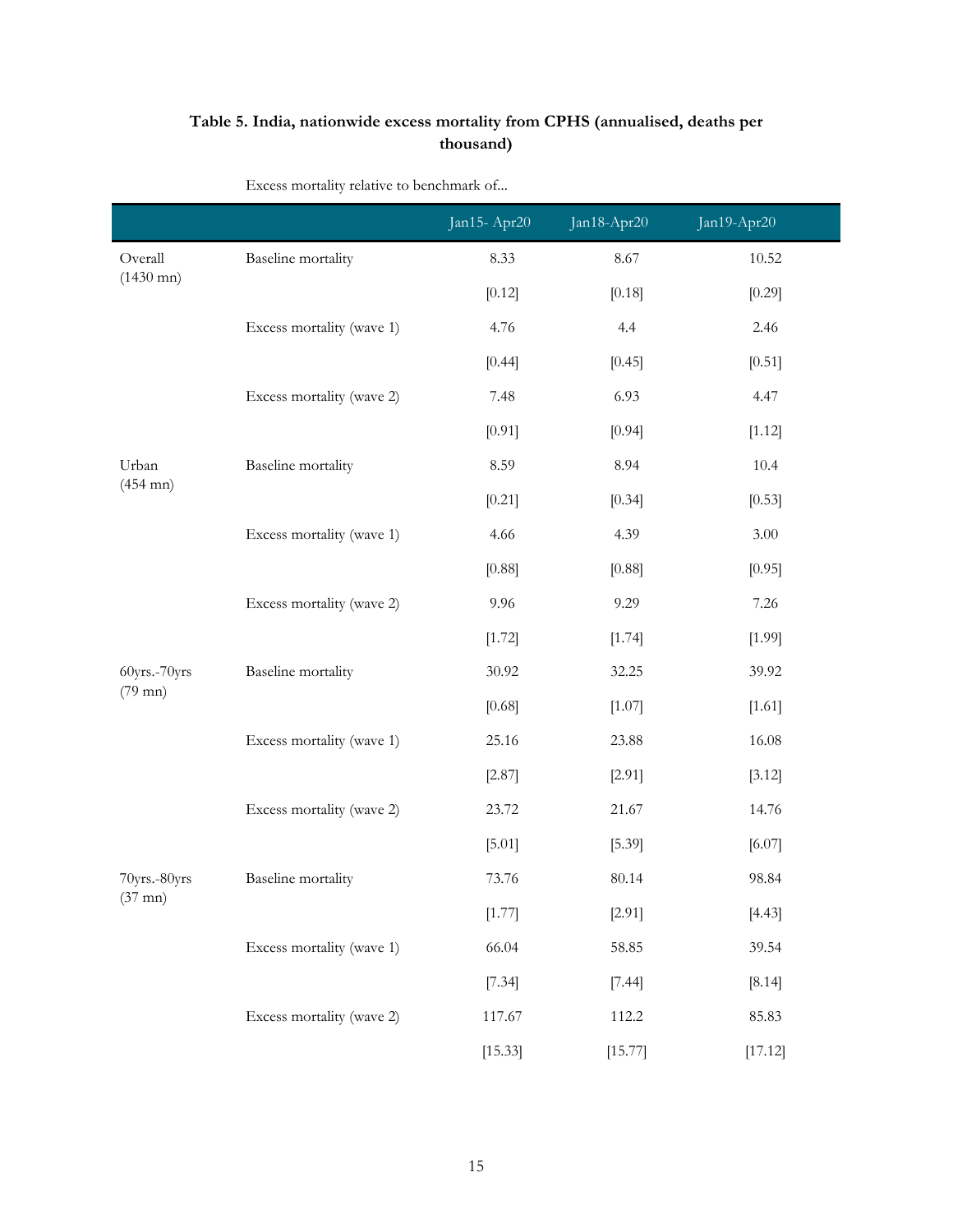**Table 5. India, nationwide excess mortality from CPHS (annualised, deaths per thousand)**

| | Excess mortality relative to benchmark of... | Jan15- Apr20 | Jan18-Apr20 | Jan19-Apr20 |
|---|---|---|---|---|
| Overall (1430 mn) | Baseline mortality | 8.33 | 8.67 | 10.52 |
| | | [0.12] | [0.18] | [0.29] |
| | Excess mortality (wave 1) | 4.76 | 4.4 | 2.46 |
| | | [0.44] | [0.45] | [0.51] |
| | Excess mortality (wave 2) | 7.48 | 6.93 | 4.47 |
| | | [0.91] | [0.94] | [1.12] |
| Urban (454 mn) | Baseline mortality | 8.59 | 8.94 | 10.4 |
| | | [0.21] | [0.34] | [0.53] |
| | Excess mortality (wave 1) | 4.66 | 4.39 | 3.00 |
| | | [0.88] | [0.88] | [0.95] |
| | Excess mortality (wave 2) | 9.96 | 9.29 | 7.26 |
| | | [1.72] | [1.74] | [1.99] |
| 60yrs.-70yrs (79 mn) | Baseline mortality | 30.92 | 32.25 | 39.92 |
| | | [0.68] | [1.07] | [1.61] |
| | Excess mortality (wave 1) | 25.16 | 23.88 | 16.08 |
| | | [2.87] | [2.91] | [3.12] |
| | Excess mortality (wave 2) | 23.72 | 21.67 | 14.76 |
| | | [5.01] | [5.39] | [6.07] |
| 70yrs.-80yrs (37 mn) | Baseline mortality | 73.76 | 80.14 | 98.84 |
| | | [1.77] | [2.91] | [4.43] |
| | Excess mortality (wave 1) | 66.04 | 58.85 | 39.54 |
| | | [7.34] | [7.44] | [8.14] |
| | Excess mortality (wave 2) | 117.67 | 112.2 | 85.83 |
| | | [15.33] | [15.77] | [17.12] |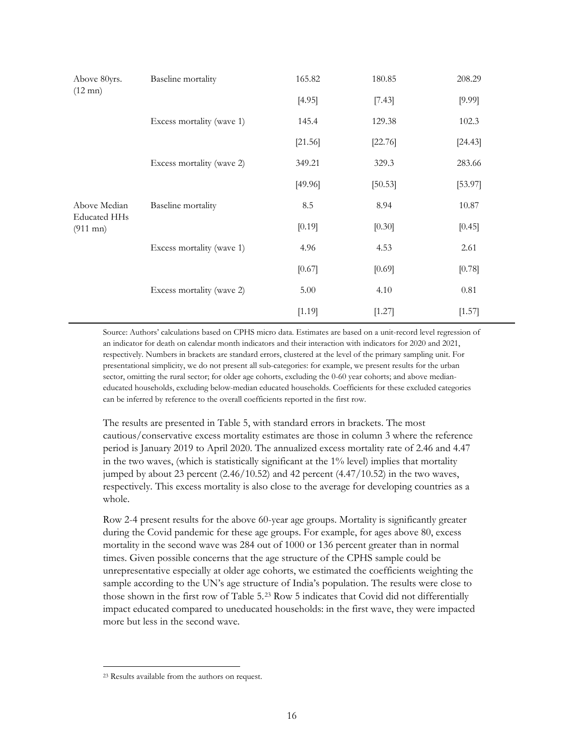| | | | | |
|---|---|---|---|---|
| Above 80yrs. (12 mn) | Baseline mortality | 165.82 | 180.85 | 208.29 |
| | | [4.95] | [7.43] | [9.99] |
| | Excess mortality (wave 1) | 145.4 | 129.38 | 102.3 |
| | | [21.56] | [22.76] | [24.43] |
| | Excess mortality (wave 2) | 349.21 | 329.3 | 283.66 |
| | | [49.96] | [50.53] | [53.97] |
| Above Median Educated HHs (911 mn) | Baseline mortality | 8.5 | 8.94 | 10.87 |
| | | [0.19] | [0.30] | [0.45] |
| | Excess mortality (wave 1) | 4.96 | 4.53 | 2.61 |
| | | [0.67] | [0.69] | [0.78] |
| | Excess mortality (wave 2) | 5.00 | 4.10 | 0.81 |
| | | [1.19] | [1.27] | [1.57] |

Source: Authors' calculations based on CPHS micro data. Estimates are based on a unit-record level regression of an indicator for death on calendar month indicators and their interaction with indicators for 2020 and 2021, respectively. Numbers in brackets are standard errors, clustered at the level of the primary sampling unit. For presentational simplicity, we do not present all sub-categories: for example, we present results for the urban sector, omitting the rural sector; for older age cohorts, excluding the 0-60 year cohorts; and above median-educated households, excluding below-median educated households. Coefficients for these excluded categories can be inferred by reference to the overall coefficients reported in the first row.

The results are presented in Table 5, with standard errors in brackets. The most cautious/conservative excess mortality estimates are those in column 3 where the reference period is January 2019 to April 2020. The annualized excess mortality rate of 2.46 and 4.47 in the two waves, (which is statistically significant at the 1% level) implies that mortality jumped by about 23 percent (2.46/10.52) and 42 percent (4.47/10.52) in the two waves, respectively. This excess mortality is also close to the average for developing countries as a whole.

Row 2-4 present results for the above 60-year age groups. Mortality is significantly greater during the Covid pandemic for these age groups. For example, for ages above 80, excess mortality in the second wave was 284 out of 1000 or 136 percent greater than in normal times. Given possible concerns that the age structure of the CPHS sample could be unrepresentative especially at older age cohorts, we estimated the coefficients weighting the sample according to the UN's age structure of India's population. The results were close to those shown in the first row of Table 5.[23] Row 5 indicates that Covid did not differentially impact educated compared to uneducated households: in the first wave, they were impacted more but less in the second wave.

[23] Results available from the authors on request.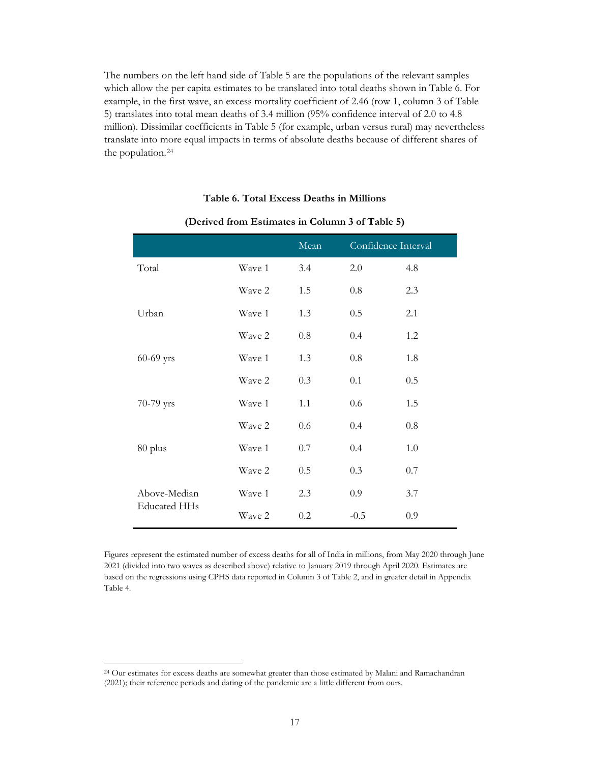The numbers on the left hand side of Table 5 are the populations of the relevant samples which allow the per capita estimates to be translated into total deaths shown in Table 6. For example, in the first wave, an excess mortality coefficient of 2.46 (row 1, column 3 of Table 5) translates into total mean deaths of 3.4 million (95% confidence interval of 2.0 to 4.8 million). Dissimilar coefficients in Table 5 (for example, urban versus rural) may nevertheless translate into more equal impacts in terms of absolute deaths because of different shares of the population.[24]

**Table 6. Total Excess Deaths in Millions**

**(Derived from Estimates in Column 3 of Table 5)**

| | | Mean | Confidence Interval | |
|---|---|---|---|---|
| Total | Wave 1 | 3.4 | 2.0 | 4.8 |
| | Wave 2 | 1.5 | 0.8 | 2.3 |
| Urban | Wave 1 | 1.3 | 0.5 | 2.1 |
| | Wave 2 | 0.8 | 0.4 | 1.2 |
| 60-69 yrs | Wave 1 | 1.3 | 0.8 | 1.8 |
| | Wave 2 | 0.3 | 0.1 | 0.5 |
| 70-79 yrs | Wave 1 | 1.1 | 0.6 | 1.5 |
| | Wave 2 | 0.6 | 0.4 | 0.8 |
| 80 plus | Wave 1 | 0.7 | 0.4 | 1.0 |
| | Wave 2 | 0.5 | 0.3 | 0.7 |
| Above-Median Educated HHs | Wave 1 | 2.3 | 0.9 | 3.7 |
| | Wave 2 | 0.2 | -0.5 | 0.9 |

Figures represent the estimated number of excess deaths for all of India in millions, from May 2020 through June 2021 (divided into two waves as described above) relative to January 2019 through April 2020. Estimates are based on the regressions using CPHS data reported in Column 3 of Table 2, and in greater detail in Appendix Table 4.

[24] Our estimates for excess deaths are somewhat greater than those estimated by Malani and Ramachandran (2021); their reference periods and dating of the pandemic are a little different from ours.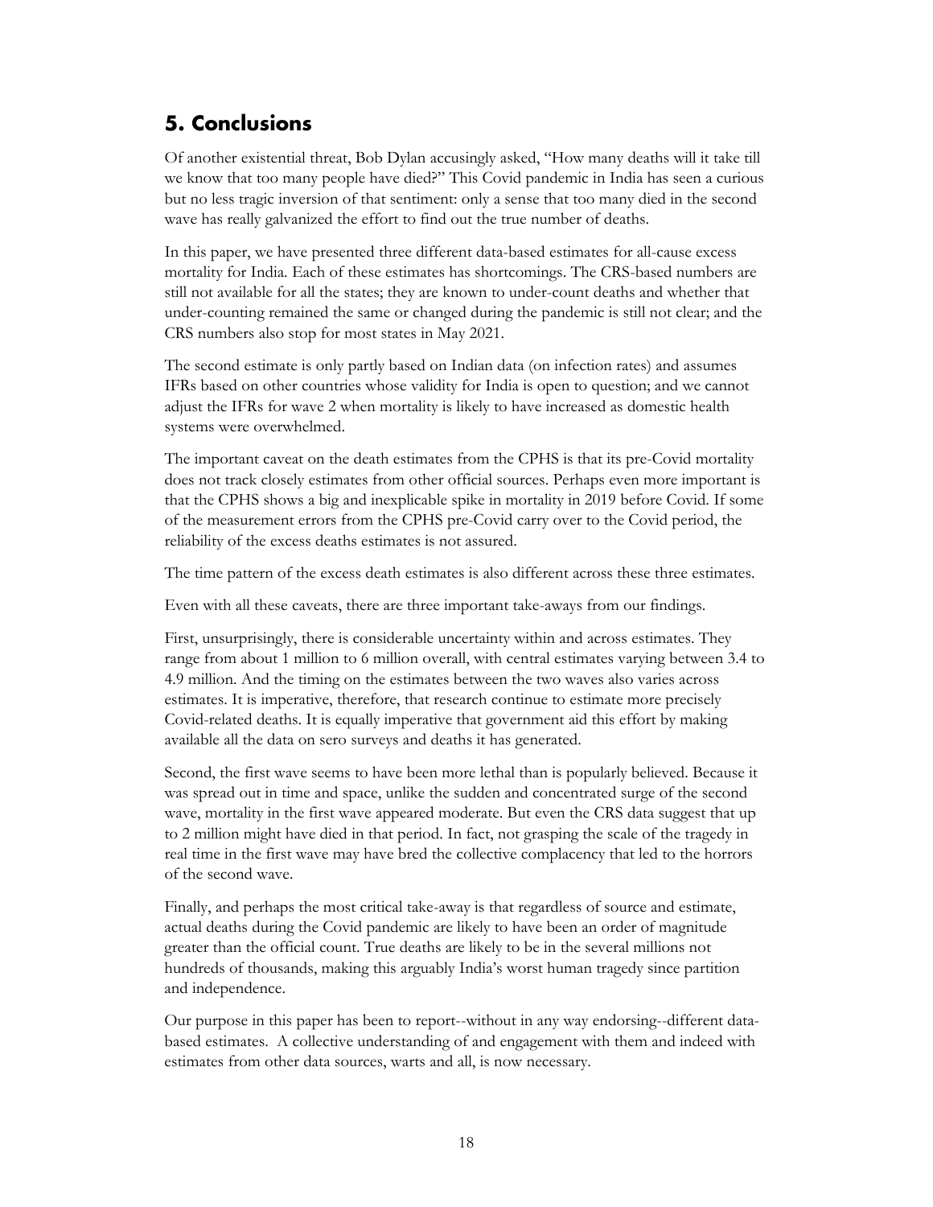## 5. Conclusions

Of another existential threat, Bob Dylan accusingly asked, "How many deaths will it take till we know that too many people have died?" This Covid pandemic in India has seen a curious but no less tragic inversion of that sentiment: only a sense that too many died in the second wave has really galvanized the effort to find out the true number of deaths.

In this paper, we have presented three different data-based estimates for all-cause excess mortality for India. Each of these estimates has shortcomings. The CRS-based numbers are still not available for all the states; they are known to under-count deaths and whether that under-counting remained the same or changed during the pandemic is still not clear; and the CRS numbers also stop for most states in May 2021.

The second estimate is only partly based on Indian data (on infection rates) and assumes IFRs based on other countries whose validity for India is open to question; and we cannot adjust the IFRs for wave 2 when mortality is likely to have increased as domestic health systems were overwhelmed.

The important caveat on the death estimates from the CPHS is that its pre-Covid mortality does not track closely estimates from other official sources. Perhaps even more important is that the CPHS shows a big and inexplicable spike in mortality in 2019 before Covid. If some of the measurement errors from the CPHS pre-Covid carry over to the Covid period, the reliability of the excess deaths estimates is not assured.

The time pattern of the excess death estimates is also different across these three estimates.

Even with all these caveats, there are three important take-aways from our findings.

First, unsurprisingly, there is considerable uncertainty within and across estimates. They range from about 1 million to 6 million overall, with central estimates varying between 3.4 to 4.9 million. And the timing on the estimates between the two waves also varies across estimates. It is imperative, therefore, that research continue to estimate more precisely Covid-related deaths. It is equally imperative that government aid this effort by making available all the data on sero surveys and deaths it has generated.

Second, the first wave seems to have been more lethal than is popularly believed. Because it was spread out in time and space, unlike the sudden and concentrated surge of the second wave, mortality in the first wave appeared moderate. But even the CRS data suggest that up to 2 million might have died in that period. In fact, not grasping the scale of the tragedy in real time in the first wave may have bred the collective complacency that led to the horrors of the second wave.

Finally, and perhaps the most critical take-away is that regardless of source and estimate, actual deaths during the Covid pandemic are likely to have been an order of magnitude greater than the official count. True deaths are likely to be in the several millions not hundreds of thousands, making this arguably India's worst human tragedy since partition and independence.

Our purpose in this paper has been to report--without in any way endorsing--different data-based estimates. A collective understanding of and engagement with them and indeed with estimates from other data sources, warts and all, is now necessary.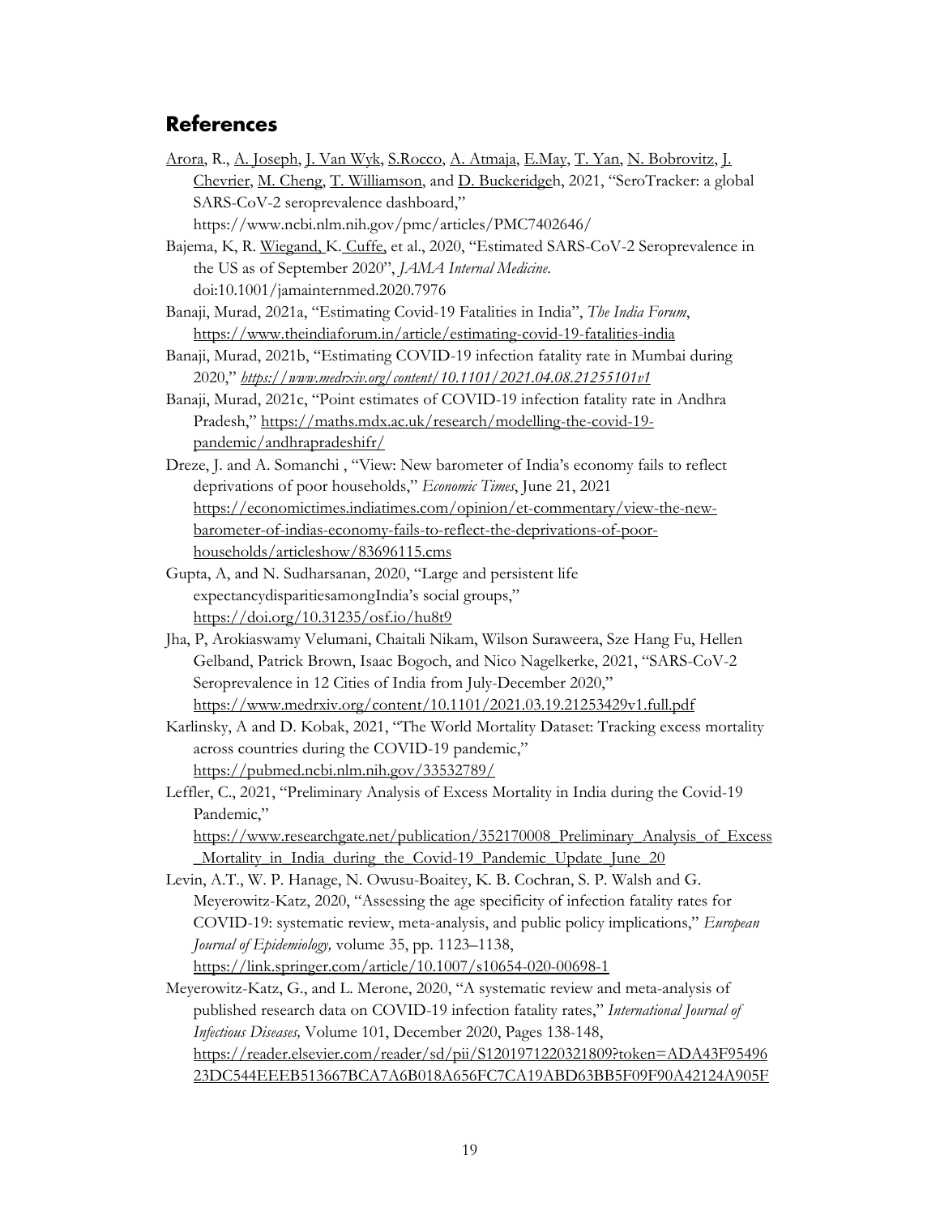## References

Arora, R., A. Joseph, J. Van Wyk, S.Rocco, A. Atmaja, E.May, T. Yan, N. Bobrovitz, J. Chevrier, M. Cheng, T. Williamson, and D. Buckeridgeh, 2021, "SeroTracker: a global SARS-CoV-2 seroprevalence dashboard," https://www.ncbi.nlm.nih.gov/pmc/articles/PMC7402646/

Bajema, K, R. Wiegand, K. Cuffe, et al., 2020, "Estimated SARS-CoV-2 Seroprevalence in the US as of September 2020", *JAMA Internal Medicine*. doi:10.1001/jamainternmed.2020.7976

Banaji, Murad, 2021a, "Estimating Covid-19 Fatalities in India", *The India Forum*, https://www.theindiaforum.in/article/estimating-covid-19-fatalities-india

Banaji, Murad, 2021b, "Estimating COVID-19 infection fatality rate in Mumbai during 2020," *https://www.medrxiv.org/content/10.1101/2021.04.08.21255101v1*

Banaji, Murad, 2021c, "Point estimates of COVID-19 infection fatality rate in Andhra Pradesh," https://maths.mdx.ac.uk/research/modelling-the-covid-19-pandemic/andhrapradeshifr/

Dreze, J. and A. Somanchi , "View: New barometer of India's economy fails to reflect deprivations of poor households," *Economic Times*, June 21, 2021 https://economictimes.indiatimes.com/opinion/et-commentary/view-the-new-barometer-of-indias-economy-fails-to-reflect-the-deprivations-of-poor-households/articleshow/83696115.cms

Gupta, A, and N. Sudharsanan, 2020, "Large and persistent life expectancydisparitiesamongIndia's social groups," https://doi.org/10.31235/osf.io/hu8t9

Jha, P, Arokiaswamy Velumani, Chaitali Nikam, Wilson Suraweera, Sze Hang Fu, Hellen Gelband, Patrick Brown, Isaac Bogoch, and Nico Nagelkerke, 2021, "SARS-CoV-2 Seroprevalence in 12 Cities of India from July-December 2020," https://www.medrxiv.org/content/10.1101/2021.03.19.21253429v1.full.pdf

Karlinsky, A and D. Kobak, 2021, "The World Mortality Dataset: Tracking excess mortality across countries during the COVID-19 pandemic," https://pubmed.ncbi.nlm.nih.gov/33532789/

Leffler, C., 2021, "Preliminary Analysis of Excess Mortality in India during the Covid-19 Pandemic," https://www.researchgate.net/publication/352170008_Preliminary_Analysis_of_Excess_Mortality_in_India_during_the_Covid-19_Pandemic_Update_June_20

Levin, A.T., W. P. Hanage, N. Owusu-Boaitey, K. B. Cochran, S. P. Walsh and G. Meyerowitz-Katz, 2020, "Assessing the age specificity of infection fatality rates for COVID-19: systematic review, meta-analysis, and public policy implications," *European Journal of Epidemiology,* volume 35, pp. 1123–1138, https://link.springer.com/article/10.1007/s10654-020-00698-1

Meyerowitz-Katz, G., and L. Merone, 2020, "A systematic review and meta-analysis of published research data on COVID-19 infection fatality rates," *International Journal of Infectious Diseases,* Volume 101, December 2020, Pages 138-148, https://reader.elsevier.com/reader/sd/pii/S1201971220321809?token=ADA43F95496 23DC544EEEB513667BCA7A6B018A656FC7CA19ABD63BB5F09F90A42124A905F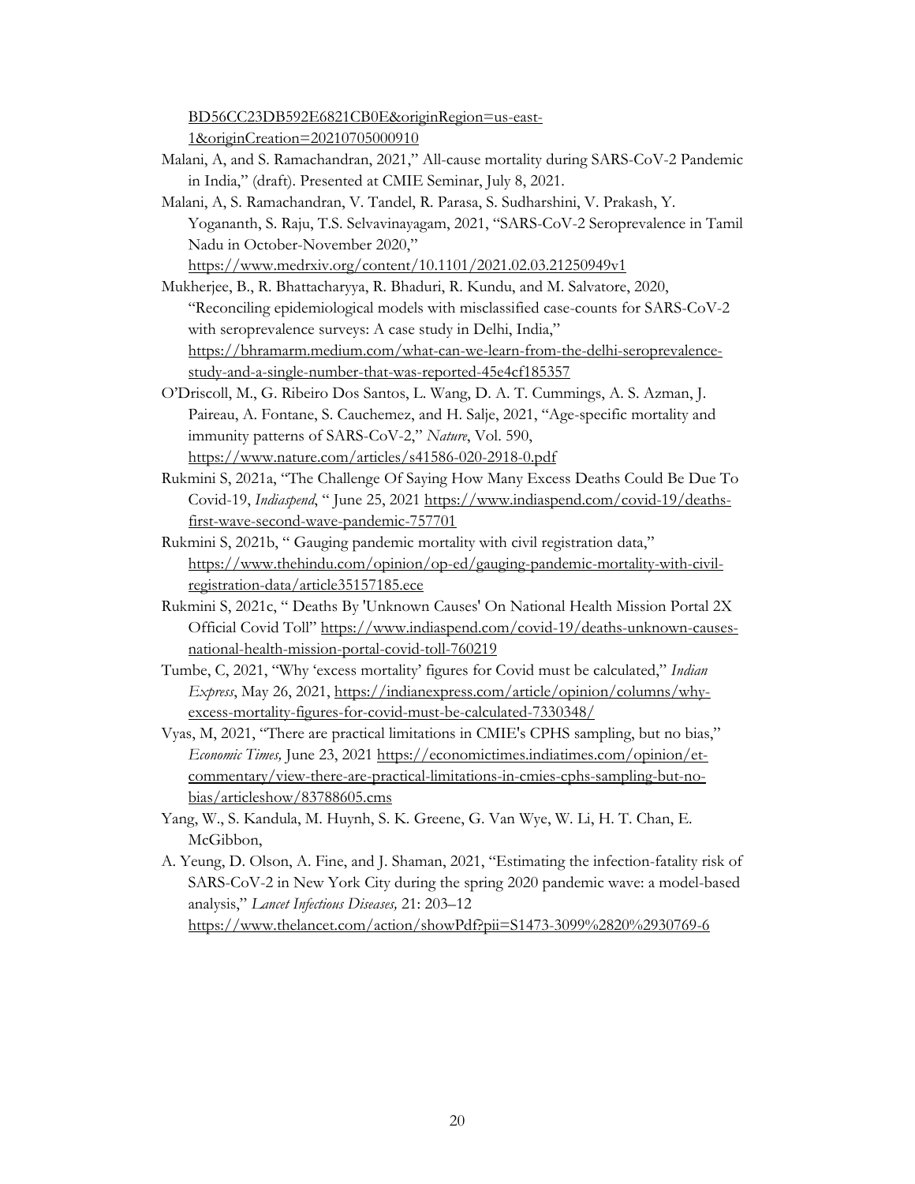BD56CC23DB592E6821CB0E&originRegion=us-east-1&originCreation=20210705000910

Malani, A, and S. Ramachandran, 2021," All-cause mortality during SARS-CoV-2 Pandemic in India," (draft). Presented at CMIE Seminar, July 8, 2021.

Malani, A, S. Ramachandran, V. Tandel, R. Parasa, S. Sudharshini, V. Prakash, Y. Yogananth, S. Raju, T.S. Selvavinayagam, 2021, "SARS-CoV-2 Seroprevalence in Tamil Nadu in October-November 2020," https://www.medrxiv.org/content/10.1101/2021.02.03.21250949v1

Mukherjee, B., R. Bhattacharyya, R. Bhaduri, R. Kundu, and M. Salvatore, 2020, "Reconciling epidemiological models with misclassified case-counts for SARS-CoV-2 with seroprevalence surveys: A case study in Delhi, India," https://bhramarm.medium.com/what-can-we-learn-from-the-delhi-seroprevalence-study-and-a-single-number-that-was-reported-45e4cf185357

O'Driscoll, M., G. Ribeiro Dos Santos, L. Wang, D. A. T. Cummings, A. S. Azman, J. Paireau, A. Fontane, S. Cauchemez, and H. Salje, 2021, "Age-specific mortality and immunity patterns of SARS-CoV-2," *Nature*, Vol. 590, https://www.nature.com/articles/s41586-020-2918-0.pdf

Rukmini S, 2021a, "The Challenge Of Saying How Many Excess Deaths Could Be Due To Covid-19, *Indiaspend*, " June 25, 2021 https://www.indiaspend.com/covid-19/deaths-first-wave-second-wave-pandemic-757701

Rukmini S, 2021b, " Gauging pandemic mortality with civil registration data," https://www.thehindu.com/opinion/op-ed/gauging-pandemic-mortality-with-civil-registration-data/article35157185.ece

Rukmini S, 2021c, " Deaths By 'Unknown Causes' On National Health Mission Portal 2X Official Covid Toll" https://www.indiaspend.com/covid-19/deaths-unknown-causes-national-health-mission-portal-covid-toll-760219

Tumbe, C, 2021, "Why 'excess mortality' figures for Covid must be calculated," *Indian Express*, May 26, 2021, https://indianexpress.com/article/opinion/columns/why-excess-mortality-figures-for-covid-must-be-calculated-7330348/

Vyas, M, 2021, "There are practical limitations in CMIE's CPHS sampling, but no bias," *Economic Times,* June 23, 2021 https://economictimes.indiatimes.com/opinion/et-commentary/view-there-are-practical-limitations-in-cmies-cphs-sampling-but-no-bias/articleshow/83788605.cms

Yang, W., S. Kandula, M. Huynh, S. K. Greene, G. Van Wye, W. Li, H. T. Chan, E. McGibbon,

A. Yeung, D. Olson, A. Fine, and J. Shaman, 2021, "Estimating the infection-fatality risk of SARS-CoV-2 in New York City during the spring 2020 pandemic wave: a model-based analysis," *Lancet Infectious Diseases,* 21: 203–12 https://www.thelancet.com/action/showPdf?pii=S1473-3099%2820%2930769-6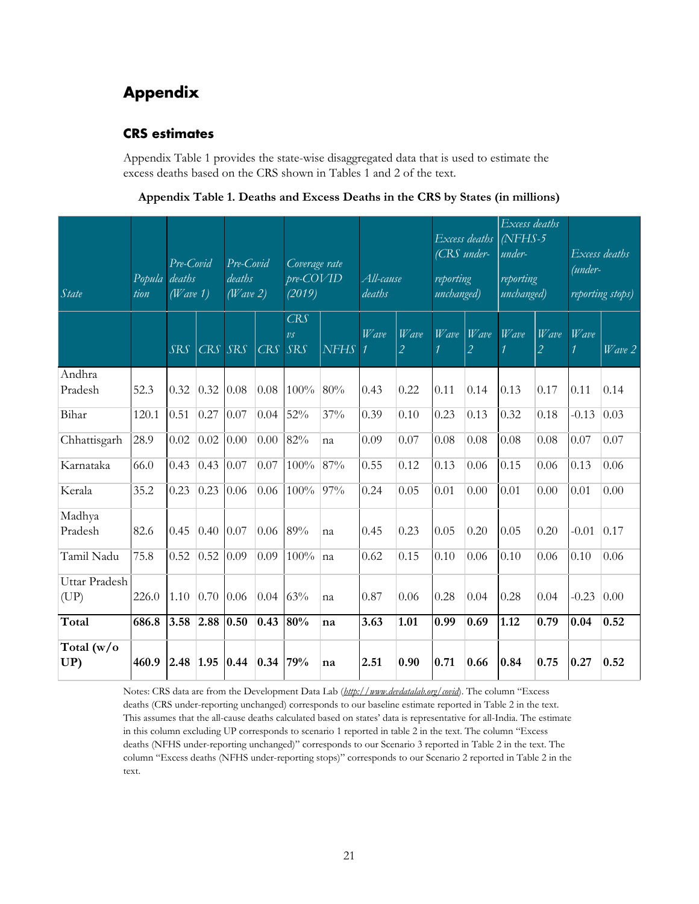# Appendix

## CRS estimates

Appendix Table 1 provides the state-wise disaggregated data that is used to estimate the excess deaths based on the CRS shown in Tables 1 and 2 of the text.

**Appendix Table 1. Deaths and Excess Deaths in the CRS by States (in millions)**

| *State* | *Population* | *Pre-Covid deaths (Wave 1)* | | *Pre-Covid deaths (Wave 2)* | | *Coverage rate pre-COVID (2019)* | | *All-cause deaths* | | *Excess deaths (CRS under-reporting unchanged)* | | *Excess deaths (NFHS-5 under-reporting unchanged)* | | *Excess deaths (under-reporting stops)* | |
|---|---|---|---|---|---|---|---|---|---|---|---|---|---|---|---|
| | | *SRS* | *CRS* | *SRS* | *CRS* | *CRS vs SRS* | *NFHS* | *Wave 1* | *Wave 2* | *Wave 1* | *Wave 2* | *Wave 1* | *Wave 2* | *Wave 1* | *Wave 2* |
| Andhra Pradesh | 52.3 | 0.32 | 0.32 | 0.08 | 0.08 | 100% | 80% | 0.43 | 0.22 | 0.11 | 0.14 | 0.13 | 0.17 | 0.11 | 0.14 |
| Bihar | 120.1 | 0.51 | 0.27 | 0.07 | 0.04 | 52% | 37% | 0.39 | 0.10 | 0.23 | 0.13 | 0.32 | 0.18 | -0.13 | 0.03 |
| Chhattisgarh | 28.9 | 0.02 | 0.02 | 0.00 | 0.00 | 82% | na | 0.09 | 0.07 | 0.08 | 0.08 | 0.08 | 0.08 | 0.07 | 0.07 |
| Karnataka | 66.0 | 0.43 | 0.43 | 0.07 | 0.07 | 100% | 87% | 0.55 | 0.12 | 0.13 | 0.06 | 0.15 | 0.06 | 0.13 | 0.06 |
| Kerala | 35.2 | 0.23 | 0.23 | 0.06 | 0.06 | 100% | 97% | 0.24 | 0.05 | 0.01 | 0.00 | 0.01 | 0.00 | 0.01 | 0.00 |
| Madhya Pradesh | 82.6 | 0.45 | 0.40 | 0.07 | 0.06 | 89% | na | 0.45 | 0.23 | 0.05 | 0.20 | 0.05 | 0.20 | -0.01 | 0.17 |
| Tamil Nadu | 75.8 | 0.52 | 0.52 | 0.09 | 0.09 | 100% | na | 0.62 | 0.15 | 0.10 | 0.06 | 0.10 | 0.06 | 0.10 | 0.06 |
| Uttar Pradesh (UP) | 226.0 | 1.10 | 0.70 | 0.06 | 0.04 | 63% | na | 0.87 | 0.06 | 0.28 | 0.04 | 0.28 | 0.04 | -0.23 | 0.00 |
| **Total** | **686.8** | **3.58** | **2.88** | **0.50** | **0.43** | **80%** | **na** | **3.63** | **1.01** | **0.99** | **0.69** | **1.12** | **0.79** | **0.04** | **0.52** |
| **Total (w/o UP)** | **460.9** | **2.48** | **1.95** | **0.44** | **0.34** | **79%** | **na** | **2.51** | **0.90** | **0.71** | **0.66** | **0.84** | **0.75** | **0.27** | **0.52** |

Notes: CRS data are from the Development Data Lab (*http://www.devdatalab.org/covid*). The column "Excess deaths (CRS under-reporting unchanged) corresponds to our baseline estimate reported in Table 2 in the text. This assumes that the all-cause deaths calculated based on states' data is representative for all-India. The estimate in this column excluding UP corresponds to scenario 1 reported in table 2 in the text. The column "Excess deaths (NFHS under-reporting unchanged)" corresponds to our Scenario 3 reported in Table 2 in the text. The column "Excess deaths (NFHS under-reporting stops)" corresponds to our Scenario 2 reported in Table 2 in the text.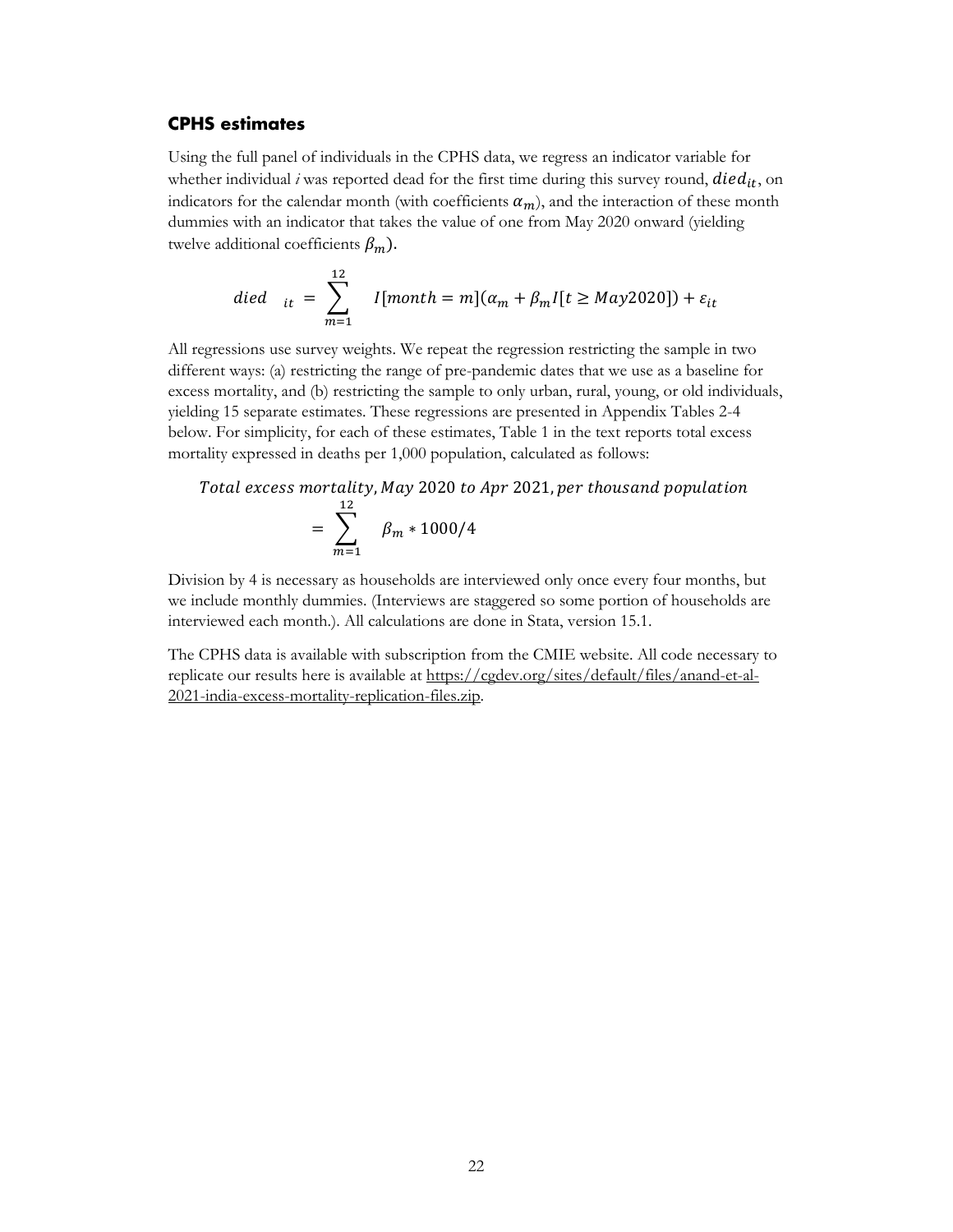### CPHS estimates

Using the full panel of individuals in the CPHS data, we regress an indicator variable for whether individual *i* was reported dead for the first time during this survey round, $died_{it}$, on indicators for the calendar month (with coefficients $\alpha_m$), and the interaction of these month dummies with an indicator that takes the value of one from May 2020 onward (yielding twelve additional coefficients $\beta_m$).

$$died_{it} = \sum_{m=1}^{12} I[month = m](\alpha_m + \beta_m I[t \geq May2020]) + \varepsilon_{it}$$

All regressions use survey weights. We repeat the regression restricting the sample in two different ways: (a) restricting the range of pre-pandemic dates that we use as a baseline for excess mortality, and (b) restricting the sample to only urban, rural, young, or old individuals, yielding 15 separate estimates. These regressions are presented in Appendix Tables 2-4 below. For simplicity, for each of these estimates, Table 1 in the text reports total excess mortality expressed in deaths per 1,000 population, calculated as follows:

$$Total\ excess\ mortality, May\ 2020\ to\ Apr\ 2021, per\ thousand\ population$$
$$= \sum_{m=1}^{12} \beta_m * 1000/4$$

Division by 4 is necessary as households are interviewed only once every four months, but we include monthly dummies. (Interviews are staggered so some portion of households are interviewed each month.). All calculations are done in Stata, version 15.1.

The CPHS data is available with subscription from the CMIE website. All code necessary to replicate our results here is available at https://cgdev.org/sites/default/files/anand-et-al-2021-india-excess-mortality-replication-files.zip.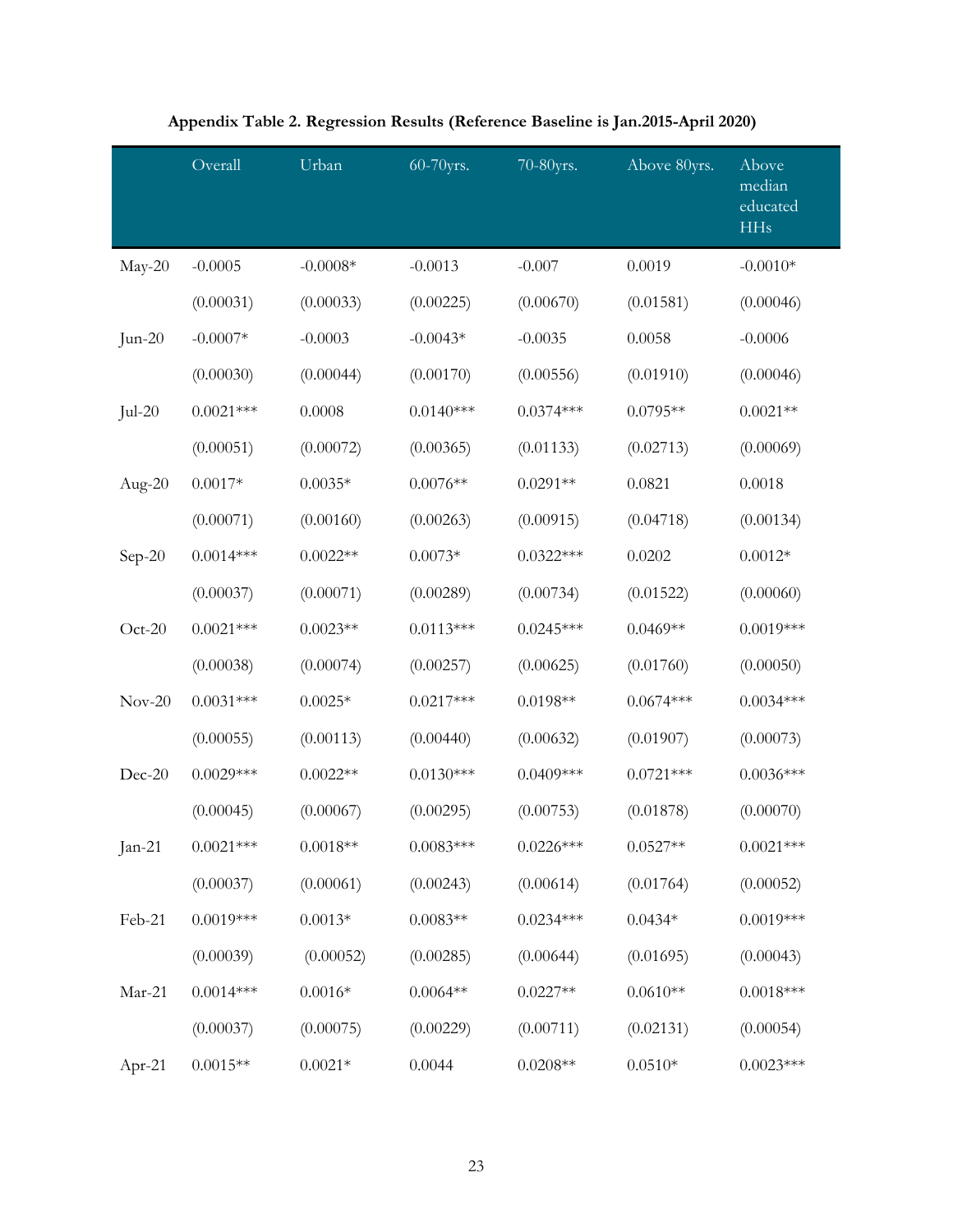**Appendix Table 2. Regression Results (Reference Baseline is Jan.2015-April 2020)**

| | Overall | Urban | 60-70yrs. | 70-80yrs. | Above 80yrs. | Above median educated HHs |
|---|---|---|---|---|---|---|
| May-20 | -0.0005 | -0.0008* | -0.0013 | -0.007 | 0.0019 | -0.0010* |
| | (0.00031) | (0.00033) | (0.00225) | (0.00670) | (0.01581) | (0.00046) |
| Jun-20 | -0.0007* | -0.0003 | -0.0043* | -0.0035 | 0.0058 | -0.0006 |
| | (0.00030) | (0.00044) | (0.00170) | (0.00556) | (0.01910) | (0.00046) |
| Jul-20 | 0.0021*** | 0.0008 | 0.0140*** | 0.0374*** | 0.0795** | 0.0021** |
| | (0.00051) | (0.00072) | (0.00365) | (0.01133) | (0.02713) | (0.00069) |
| Aug-20 | 0.0017* | 0.0035* | 0.0076** | 0.0291** | 0.0821 | 0.0018 |
| | (0.00071) | (0.00160) | (0.00263) | (0.00915) | (0.04718) | (0.00134) |
| Sep-20 | 0.0014*** | 0.0022** | 0.0073* | 0.0322*** | 0.0202 | 0.0012* |
| | (0.00037) | (0.00071) | (0.00289) | (0.00734) | (0.01522) | (0.00060) |
| Oct-20 | 0.0021*** | 0.0023** | 0.0113*** | 0.0245*** | 0.0469** | 0.0019*** |
| | (0.00038) | (0.00074) | (0.00257) | (0.00625) | (0.01760) | (0.00050) |
| Nov-20 | 0.0031*** | 0.0025* | 0.0217*** | 0.0198** | 0.0674*** | 0.0034*** |
| | (0.00055) | (0.00113) | (0.00440) | (0.00632) | (0.01907) | (0.00073) |
| Dec-20 | 0.0029*** | 0.0022** | 0.0130*** | 0.0409*** | 0.0721*** | 0.0036*** |
| | (0.00045) | (0.00067) | (0.00295) | (0.00753) | (0.01878) | (0.00070) |
| Jan-21 | 0.0021*** | 0.0018** | 0.0083*** | 0.0226*** | 0.0527** | 0.0021*** |
| | (0.00037) | (0.00061) | (0.00243) | (0.00614) | (0.01764) | (0.00052) |
| Feb-21 | 0.0019*** | 0.0013* | 0.0083** | 0.0234*** | 0.0434* | 0.0019*** |
| | (0.00039) | (0.00052) | (0.00285) | (0.00644) | (0.01695) | (0.00043) |
| Mar-21 | 0.0014*** | 0.0016* | 0.0064** | 0.0227** | 0.0610** | 0.0018*** |
| | (0.00037) | (0.00075) | (0.00229) | (0.00711) | (0.02131) | (0.00054) |
| Apr-21 | 0.0015** | 0.0021* | 0.0044 | 0.0208** | 0.0510* | 0.0023*** |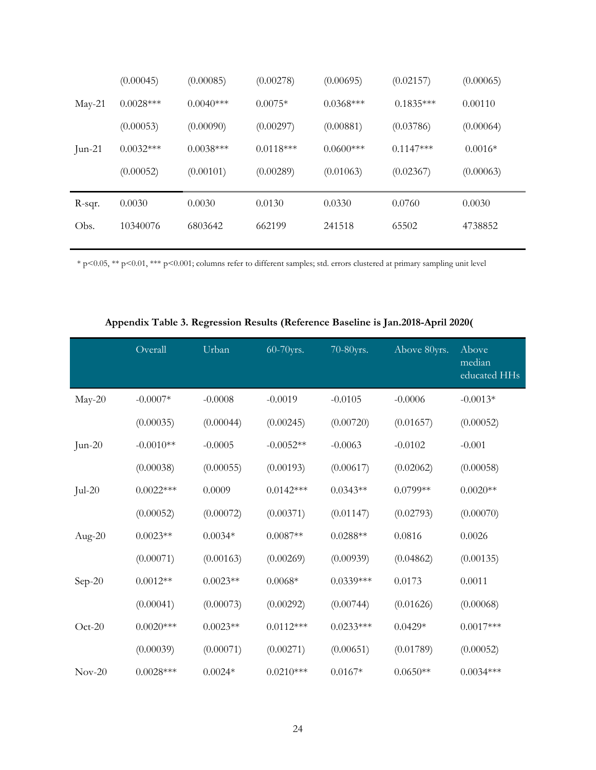| | | | | | | |
|---|---|---|---|---|---|---|
| | (0.00045) | (0.00085) | (0.00278) | (0.00695) | (0.02157) | (0.00065) |
| May-21 | 0.0028*** | 0.0040*** | 0.0075* | 0.0368*** | 0.1835*** | 0.00110 |
| | (0.00053) | (0.00090) | (0.00297) | (0.00881) | (0.03786) | (0.00064) |
| Jun-21 | 0.0032*** | 0.0038*** | 0.0118*** | 0.0600*** | 0.1147*** | 0.0016* |
| | (0.00052) | (0.00101) | (0.00289) | (0.01063) | (0.02367) | (0.00063) |
| R-sqr. | 0.0030 | 0.0030 | 0.0130 | 0.0330 | 0.0760 | 0.0030 |
| Obs. | 10340076 | 6803642 | 662199 | 241518 | 65502 | 4738852 |

* p<0.05, ** p<0.01, *** p<0.001; columns refer to different samples; std. errors clustered at primary sampling unit level

**Appendix Table 3. Regression Results (Reference Baseline is Jan.2018-April 2020(**

| | Overall | Urban | 60-70yrs. | 70-80yrs. | Above 80yrs. | Above median educated HHs |
|---|---|---|---|---|---|---|
| May-20 | -0.0007* | -0.0008 | -0.0019 | -0.0105 | -0.0006 | -0.0013* |
| | (0.00035) | (0.00044) | (0.00245) | (0.00720) | (0.01657) | (0.00052) |
| Jun-20 | -0.0010** | -0.0005 | -0.0052** | -0.0063 | -0.0102 | -0.001 |
| | (0.00038) | (0.00055) | (0.00193) | (0.00617) | (0.02062) | (0.00058) |
| Jul-20 | 0.0022*** | 0.0009 | 0.0142*** | 0.0343** | 0.0799** | 0.0020** |
| | (0.00052) | (0.00072) | (0.00371) | (0.01147) | (0.02793) | (0.00070) |
| Aug-20 | 0.0023** | 0.0034* | 0.0087** | 0.0288** | 0.0816 | 0.0026 |
| | (0.00071) | (0.00163) | (0.00269) | (0.00939) | (0.04862) | (0.00135) |
| Sep-20 | 0.0012** | 0.0023** | 0.0068* | 0.0339*** | 0.0173 | 0.0011 |
| | (0.00041) | (0.00073) | (0.00292) | (0.00744) | (0.01626) | (0.00068) |
| Oct-20 | 0.0020*** | 0.0023** | 0.0112*** | 0.0233*** | 0.0429* | 0.0017*** |
| | (0.00039) | (0.00071) | (0.00271) | (0.00651) | (0.01789) | (0.00052) |
| Nov-20 | 0.0028*** | 0.0024* | 0.0210*** | 0.0167* | 0.0650** | 0.0034*** |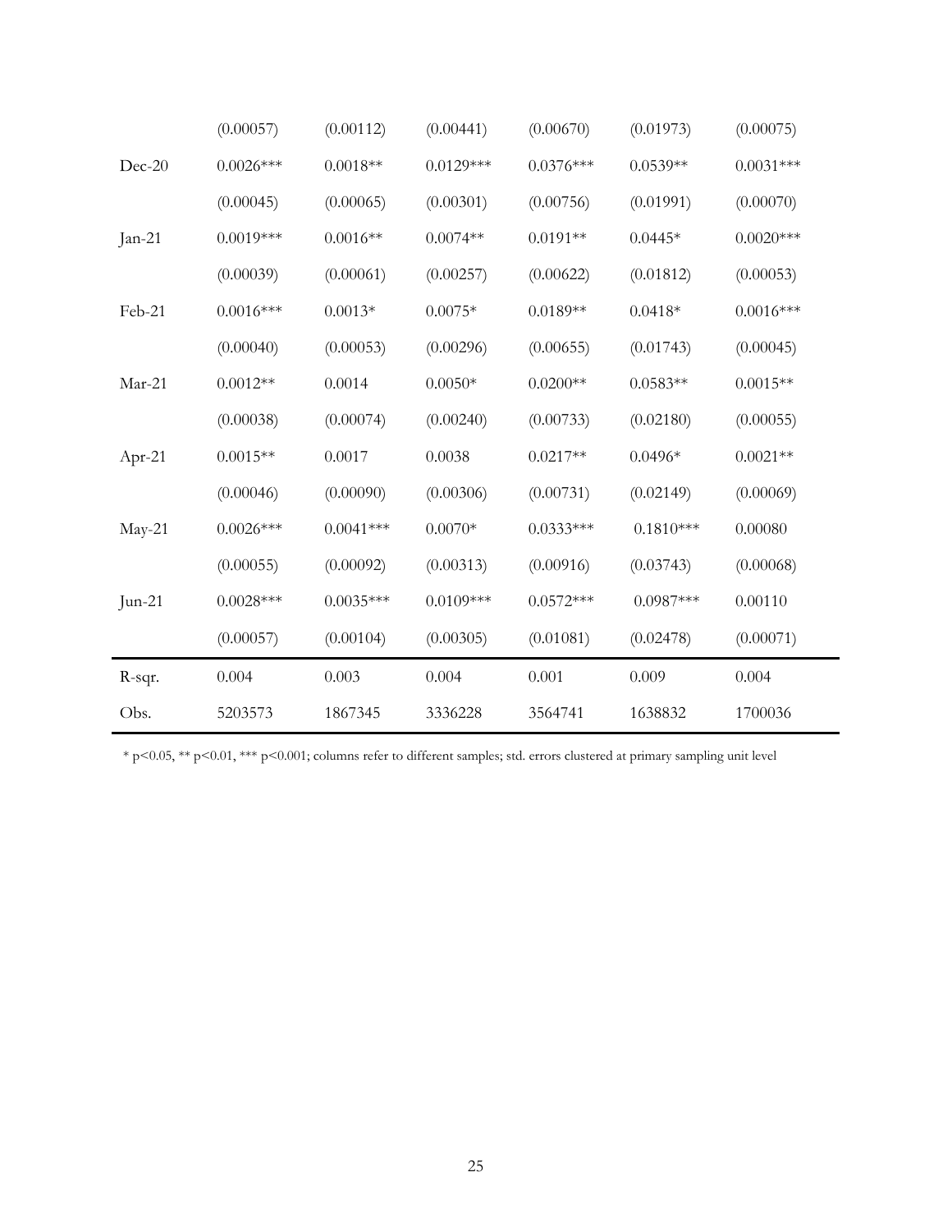| | | | | | | |
|---|---|---|---|---|---|---|
| | (0.00057) | (0.00112) | (0.00441) | (0.00670) | (0.01973) | (0.00075) |
| Dec-20 | 0.0026*** | 0.0018** | 0.0129*** | 0.0376*** | 0.0539** | 0.0031*** |
| | (0.00045) | (0.00065) | (0.00301) | (0.00756) | (0.01991) | (0.00070) |
| Jan-21 | 0.0019*** | 0.0016** | 0.0074** | 0.0191** | 0.0445* | 0.0020*** |
| | (0.00039) | (0.00061) | (0.00257) | (0.00622) | (0.01812) | (0.00053) |
| Feb-21 | 0.0016*** | 0.0013* | 0.0075* | 0.0189** | 0.0418* | 0.0016*** |
| | (0.00040) | (0.00053) | (0.00296) | (0.00655) | (0.01743) | (0.00045) |
| Mar-21 | 0.0012** | 0.0014 | 0.0050* | 0.0200** | 0.0583** | 0.0015** |
| | (0.00038) | (0.00074) | (0.00240) | (0.00733) | (0.02180) | (0.00055) |
| Apr-21 | 0.0015** | 0.0017 | 0.0038 | 0.0217** | 0.0496* | 0.0021** |
| | (0.00046) | (0.00090) | (0.00306) | (0.00731) | (0.02149) | (0.00069) |
| May-21 | 0.0026*** | 0.0041*** | 0.0070* | 0.0333*** | 0.1810*** | 0.00080 |
| | (0.00055) | (0.00092) | (0.00313) | (0.00916) | (0.03743) | (0.00068) |
| Jun-21 | 0.0028*** | 0.0035*** | 0.0109*** | 0.0572*** | 0.0987*** | 0.00110 |
| | (0.00057) | (0.00104) | (0.00305) | (0.01081) | (0.02478) | (0.00071) |
| R-sqr. | 0.004 | 0.003 | 0.004 | 0.001 | 0.009 | 0.004 |
| Obs. | 5203573 | 1867345 | 3336228 | 3564741 | 1638832 | 1700036 |

* $p<0.05$, ** $p<0.01$, *** $p<0.001$; columns refer to different samples; std. errors clustered at primary sampling unit level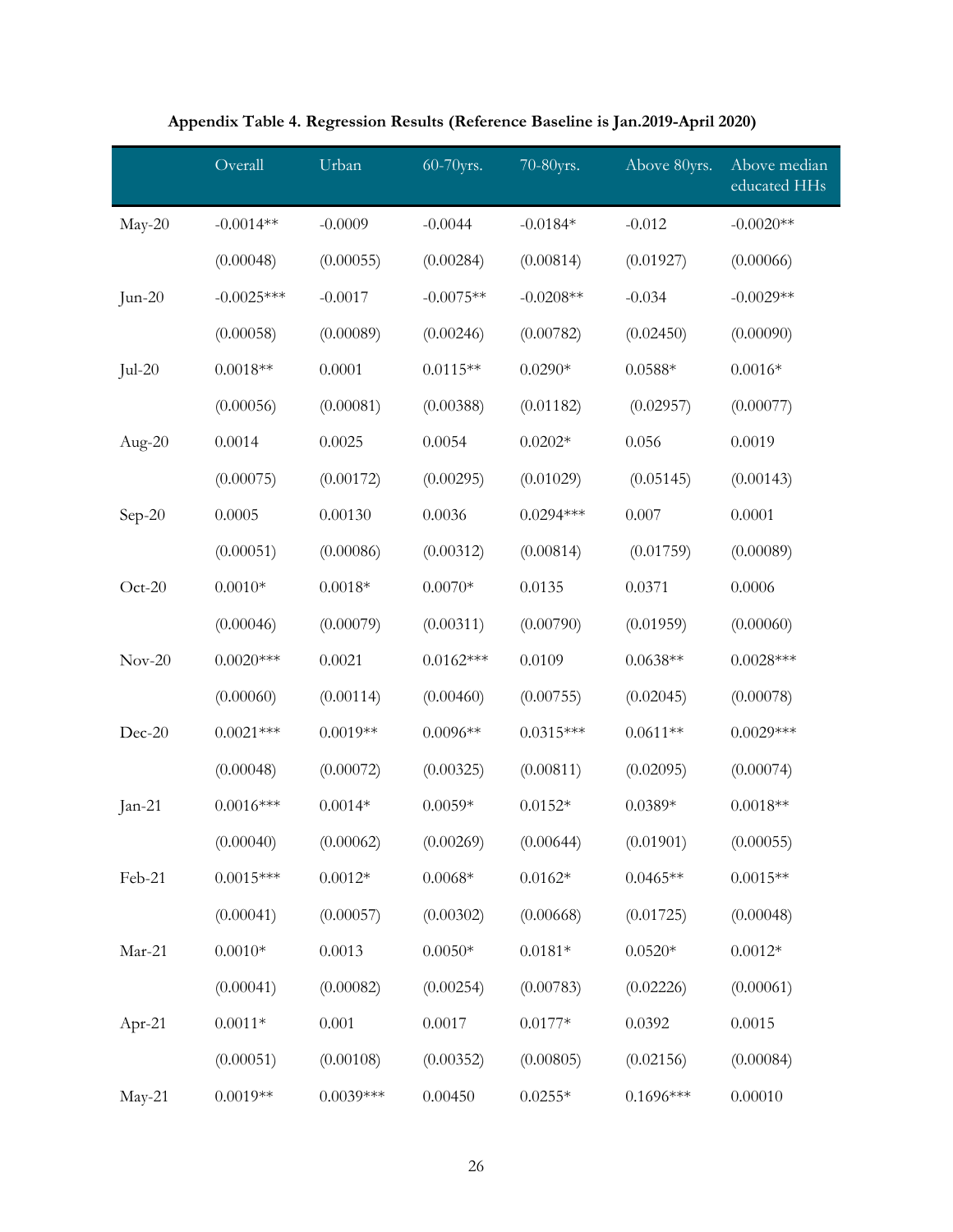**Appendix Table 4. Regression Results (Reference Baseline is Jan.2019-April 2020)**

| | Overall | Urban | 60-70yrs. | 70-80yrs. | Above 80yrs. | Above median educated HHs |
|---|---|---|---|---|---|---|
| May-20 | -0.0014** | -0.0009 | -0.0044 | -0.0184* | -0.012 | -0.0020** |
| | (0.00048) | (0.00055) | (0.00284) | (0.00814) | (0.01927) | (0.00066) |
| Jun-20 | -0.0025*** | -0.0017 | -0.0075** | -0.0208** | -0.034 | -0.0029** |
| | (0.00058) | (0.00089) | (0.00246) | (0.00782) | (0.02450) | (0.00090) |
| Jul-20 | 0.0018** | 0.0001 | 0.0115** | 0.0290* | 0.0588* | 0.0016* |
| | (0.00056) | (0.00081) | (0.00388) | (0.01182) | (0.02957) | (0.00077) |
| Aug-20 | 0.0014 | 0.0025 | 0.0054 | 0.0202* | 0.056 | 0.0019 |
| | (0.00075) | (0.00172) | (0.00295) | (0.01029) | (0.05145) | (0.00143) |
| Sep-20 | 0.0005 | 0.00130 | 0.0036 | 0.0294*** | 0.007 | 0.0001 |
| | (0.00051) | (0.00086) | (0.00312) | (0.00814) | (0.01759) | (0.00089) |
| Oct-20 | 0.0010* | 0.0018* | 0.0070* | 0.0135 | 0.0371 | 0.0006 |
| | (0.00046) | (0.00079) | (0.00311) | (0.00790) | (0.01959) | (0.00060) |
| Nov-20 | 0.0020*** | 0.0021 | 0.0162*** | 0.0109 | 0.0638** | 0.0028*** |
| | (0.00060) | (0.00114) | (0.00460) | (0.00755) | (0.02045) | (0.00078) |
| Dec-20 | 0.0021*** | 0.0019** | 0.0096** | 0.0315*** | 0.0611** | 0.0029*** |
| | (0.00048) | (0.00072) | (0.00325) | (0.00811) | (0.02095) | (0.00074) |
| Jan-21 | 0.0016*** | 0.0014* | 0.0059* | 0.0152* | 0.0389* | 0.0018** |
| | (0.00040) | (0.00062) | (0.00269) | (0.00644) | (0.01901) | (0.00055) |
| Feb-21 | 0.0015*** | 0.0012* | 0.0068* | 0.0162* | 0.0465** | 0.0015** |
| | (0.00041) | (0.00057) | (0.00302) | (0.00668) | (0.01725) | (0.00048) |
| Mar-21 | 0.0010* | 0.0013 | 0.0050* | 0.0181* | 0.0520* | 0.0012* |
| | (0.00041) | (0.00082) | (0.00254) | (0.00783) | (0.02226) | (0.00061) |
| Apr-21 | 0.0011* | 0.001 | 0.0017 | 0.0177* | 0.0392 | 0.0015 |
| | (0.00051) | (0.00108) | (0.00352) | (0.00805) | (0.02156) | (0.00084) |
| May-21 | 0.0019** | 0.0039*** | 0.00450 | 0.0255* | 0.1696*** | 0.00010 |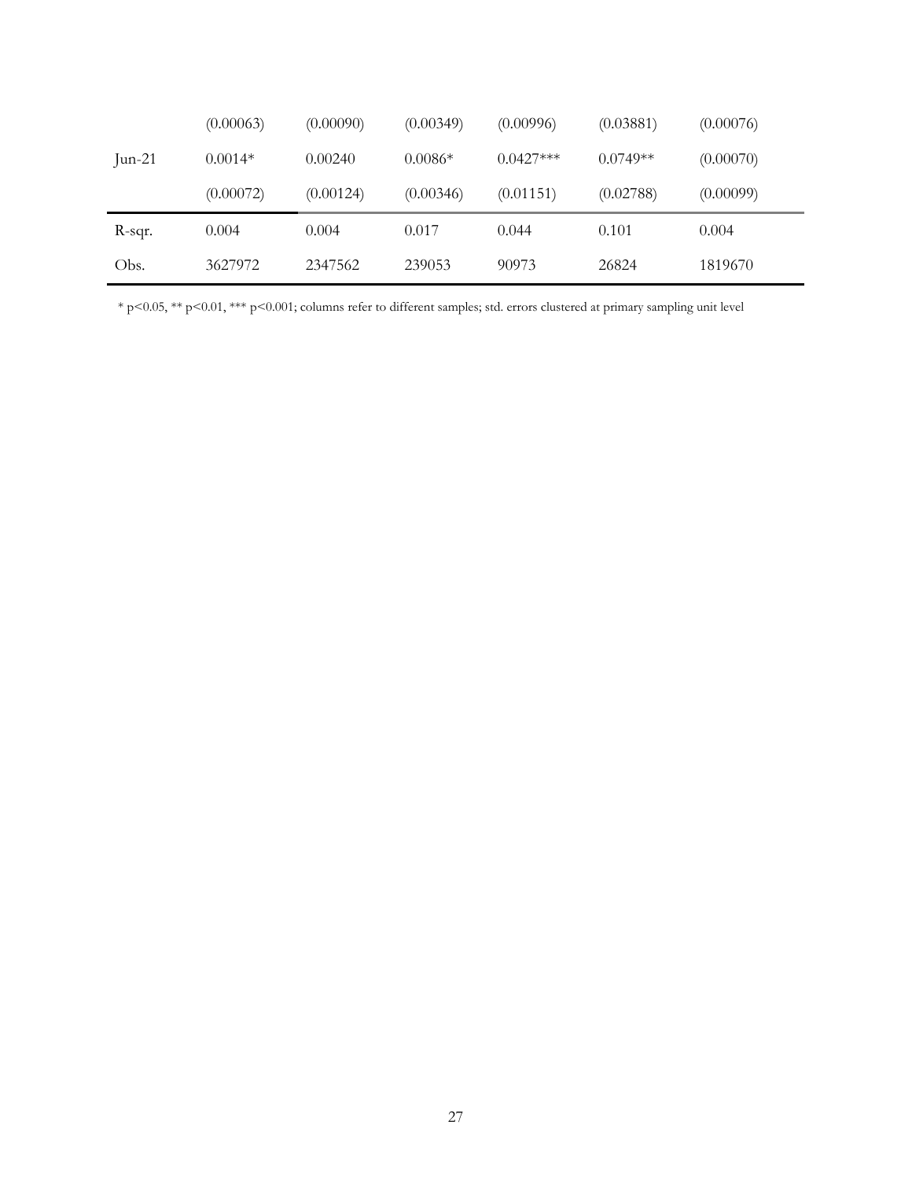| | | | | | | |
|---|---|---|---|---|---|---|
| | (0.00063) | (0.00090) | (0.00349) | (0.00996) | (0.03881) | (0.00076) |
| Jun-21 | 0.0014* | 0.00240 | 0.0086* | 0.0427*** | 0.0749** | (0.00070) |
| | (0.00072) | (0.00124) | (0.00346) | (0.01151) | (0.02788) | (0.00099) |
| R-sqr. | 0.004 | 0.004 | 0.017 | 0.044 | 0.101 | 0.004 |
| Obs. | 3627972 | 2347562 | 239053 | 90973 | 26824 | 1819670 |

* $p<0.05$, ** $p<0.01$, *** $p<0.001$; columns refer to different samples; std. errors clustered at primary sampling unit level